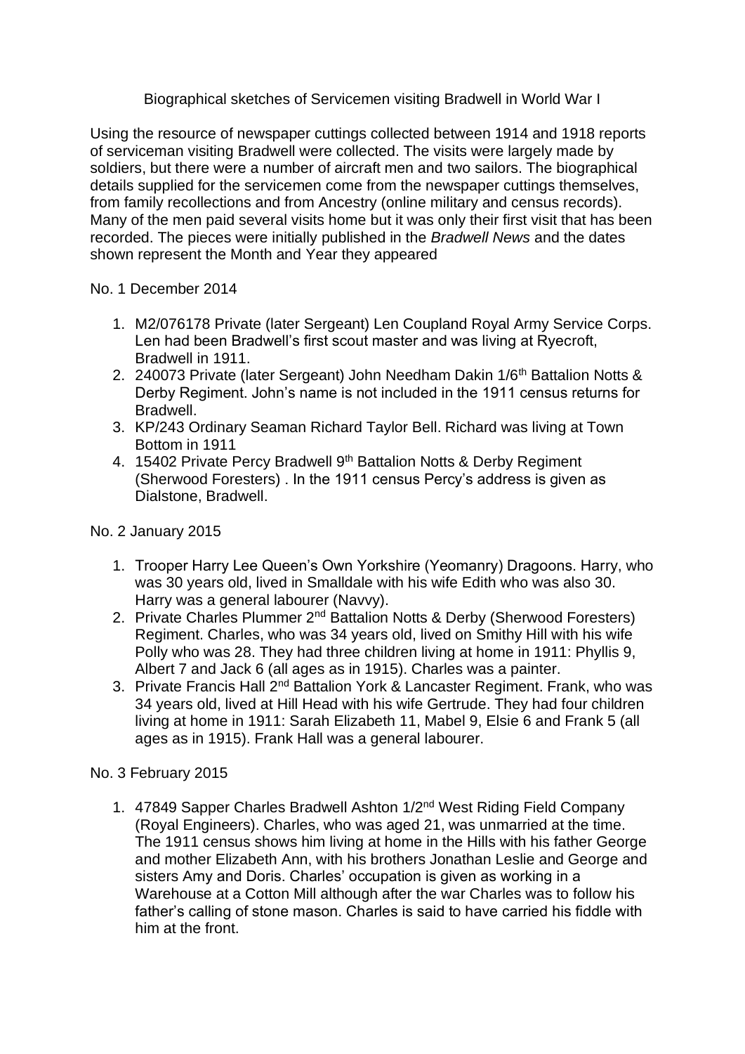Biographical sketches of Servicemen visiting Bradwell in World War I

Using the resource of newspaper cuttings collected between 1914 and 1918 reports of serviceman visiting Bradwell were collected. The visits were largely made by soldiers, but there were a number of aircraft men and two sailors. The biographical details supplied for the servicemen come from the newspaper cuttings themselves, from family recollections and from Ancestry (online military and census records). Many of the men paid several visits home but it was only their first visit that has been recorded. The pieces were initially published in the *Bradwell News* and the dates shown represent the Month and Year they appeared

No. 1 December 2014

1. M2/076178 Private (later Sergeant) Len Coupland Royal Army Service Corps. Len had been Bradwell's first scout master and was living at Ryecroft, Bradwell in 1911.
2. 240073 Private (later Sergeant) John Needham Dakin 1/6th Battalion Notts & Derby Regiment. John's name is not included in the 1911 census returns for Bradwell.
3. KP/243 Ordinary Seaman Richard Taylor Bell. Richard was living at Town Bottom in 1911
4. 15402 Private Percy Bradwell 9th Battalion Notts & Derby Regiment (Sherwood Foresters) . In the 1911 census Percy's address is given as Dialstone, Bradwell.

No. 2 January 2015

1. Trooper Harry Lee Queen's Own Yorkshire (Yeomanry) Dragoons. Harry, who was 30 years old, lived in Smalldale with his wife Edith who was also 30. Harry was a general labourer (Navvy).
2. Private Charles Plummer 2nd Battalion Notts & Derby (Sherwood Foresters) Regiment. Charles, who was 34 years old, lived on Smithy Hill with his wife Polly who was 28. They had three children living at home in 1911: Phyllis 9, Albert 7 and Jack 6 (all ages as in 1915). Charles was a painter.
3. Private Francis Hall 2nd Battalion York & Lancaster Regiment. Frank, who was 34 years old, lived at Hill Head with his wife Gertrude. They had four children living at home in 1911: Sarah Elizabeth 11, Mabel 9, Elsie 6 and Frank 5 (all ages as in 1915). Frank Hall was a general labourer.

No. 3 February 2015

1. 47849 Sapper Charles Bradwell Ashton 1/2nd West Riding Field Company (Royal Engineers). Charles, who was aged 21, was unmarried at the time. The 1911 census shows him living at home in the Hills with his father George and mother Elizabeth Ann, with his brothers Jonathan Leslie and George and sisters Amy and Doris. Charles' occupation is given as working in a Warehouse at a Cotton Mill although after the war Charles was to follow his father's calling of stone mason. Charles is said to have carried his fiddle with him at the front.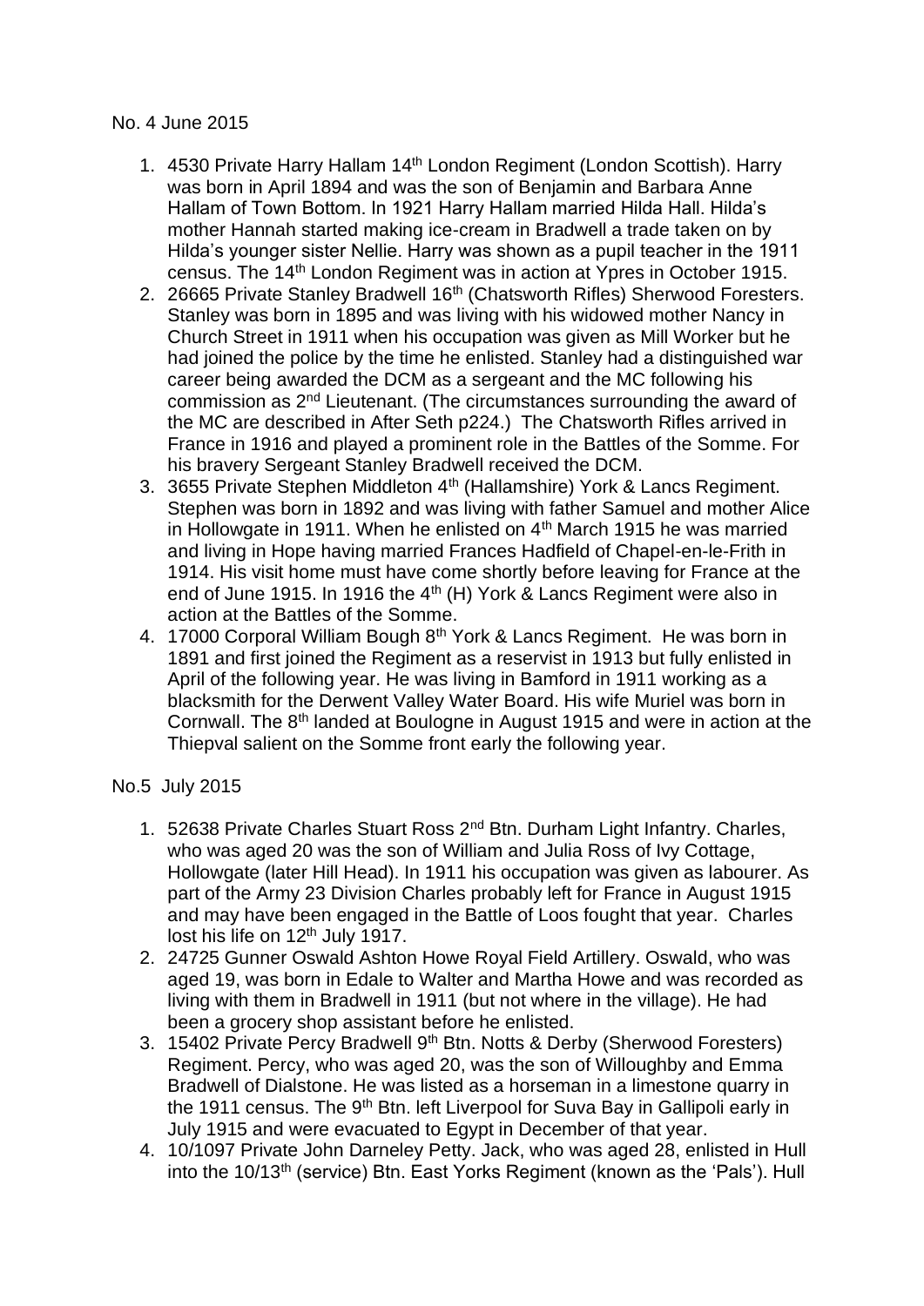No. 4 June 2015

1. 4530 Private Harry Hallam 14th London Regiment (London Scottish). Harry was born in April 1894 and was the son of Benjamin and Barbara Anne Hallam of Town Bottom. In 1921 Harry Hallam married Hilda Hall. Hilda's mother Hannah started making ice-cream in Bradwell a trade taken on by Hilda's younger sister Nellie. Harry was shown as a pupil teacher in the 1911 census. The 14th London Regiment was in action at Ypres in October 1915.
2. 26665 Private Stanley Bradwell 16th (Chatsworth Rifles) Sherwood Foresters. Stanley was born in 1895 and was living with his widowed mother Nancy in Church Street in 1911 when his occupation was given as Mill Worker but he had joined the police by the time he enlisted. Stanley had a distinguished war career being awarded the DCM as a sergeant and the MC following his commission as 2nd Lieutenant. (The circumstances surrounding the award of the MC are described in After Seth p224.) The Chatsworth Rifles arrived in France in 1916 and played a prominent role in the Battles of the Somme. For his bravery Sergeant Stanley Bradwell received the DCM.
3. 3655 Private Stephen Middleton 4th (Hallamshire) York & Lancs Regiment. Stephen was born in 1892 and was living with father Samuel and mother Alice in Hollowgate in 1911. When he enlisted on 4th March 1915 he was married and living in Hope having married Frances Hadfield of Chapel-en-le-Frith in 1914. His visit home must have come shortly before leaving for France at the end of June 1915. In 1916 the 4th (H) York & Lancs Regiment were also in action at the Battles of the Somme.
4. 17000 Corporal William Bough 8th York & Lancs Regiment. He was born in 1891 and first joined the Regiment as a reservist in 1913 but fully enlisted in April of the following year. He was living in Bamford in 1911 working as a blacksmith for the Derwent Valley Water Board. His wife Muriel was born in Cornwall. The 8th landed at Boulogne in August 1915 and were in action at the Thiepval salient on the Somme front early the following year.

No.5 July 2015

1. 52638 Private Charles Stuart Ross 2nd Btn. Durham Light Infantry. Charles, who was aged 20 was the son of William and Julia Ross of Ivy Cottage, Hollowgate (later Hill Head). In 1911 his occupation was given as labourer. As part of the Army 23 Division Charles probably left for France in August 1915 and may have been engaged in the Battle of Loos fought that year. Charles lost his life on 12th July 1917.
2. 24725 Gunner Oswald Ashton Howe Royal Field Artillery. Oswald, who was aged 19, was born in Edale to Walter and Martha Howe and was recorded as living with them in Bradwell in 1911 (but not where in the village). He had been a grocery shop assistant before he enlisted.
3. 15402 Private Percy Bradwell 9th Btn. Notts & Derby (Sherwood Foresters) Regiment. Percy, who was aged 20, was the son of Willoughby and Emma Bradwell of Dialstone. He was listed as a horseman in a limestone quarry in the 1911 census. The 9th Btn. left Liverpool for Suva Bay in Gallipoli early in July 1915 and were evacuated to Egypt in December of that year.
4. 10/1097 Private John Darneley Petty. Jack, who was aged 28, enlisted in Hull into the 10/13th (service) Btn. East Yorks Regiment (known as the 'Pals'). Hull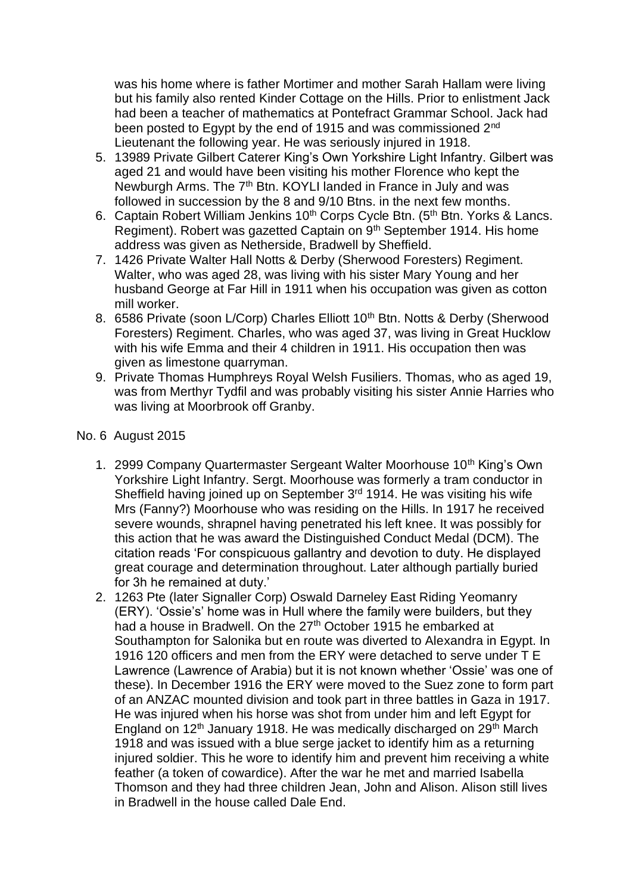was his home where is father Mortimer and mother Sarah Hallam were living but his family also rented Kinder Cottage on the Hills. Prior to enlistment Jack had been a teacher of mathematics at Pontefract Grammar School. Jack had been posted to Egypt by the end of 1915 and was commissioned 2nd Lieutenant the following year. He was seriously injured in 1918.

5. 13989 Private Gilbert Caterer King's Own Yorkshire Light Infantry. Gilbert was aged 21 and would have been visiting his mother Florence who kept the Newburgh Arms. The 7th Btn. KOYLI landed in France in July and was followed in succession by the 8 and 9/10 Btns. in the next few months.
6. Captain Robert William Jenkins 10th Corps Cycle Btn. (5th Btn. Yorks & Lancs. Regiment). Robert was gazetted Captain on 9th September 1914. His home address was given as Netherside, Bradwell by Sheffield.
7. 1426 Private Walter Hall Notts & Derby (Sherwood Foresters) Regiment. Walter, who was aged 28, was living with his sister Mary Young and her husband George at Far Hill in 1911 when his occupation was given as cotton mill worker.
8. 6586 Private (soon L/Corp) Charles Elliott 10th Btn. Notts & Derby (Sherwood Foresters) Regiment. Charles, who was aged 37, was living in Great Hucklow with his wife Emma and their 4 children in 1911. His occupation then was given as limestone quarryman.
9. Private Thomas Humphreys Royal Welsh Fusiliers. Thomas, who as aged 19, was from Merthyr Tydfil and was probably visiting his sister Annie Harries who was living at Moorbrook off Granby.

No. 6 August 2015

1. 2999 Company Quartermaster Sergeant Walter Moorhouse 10th King's Own Yorkshire Light Infantry. Sergt. Moorhouse was formerly a tram conductor in Sheffield having joined up on September 3rd 1914. He was visiting his wife Mrs (Fanny?) Moorhouse who was residing on the Hills. In 1917 he received severe wounds, shrapnel having penetrated his left knee. It was possibly for this action that he was award the Distinguished Conduct Medal (DCM). The citation reads 'For conspicuous gallantry and devotion to duty. He displayed great courage and determination throughout. Later although partially buried for 3h he remained at duty.'
2. 1263 Pte (later Signaller Corp) Oswald Darneley East Riding Yeomanry (ERY). 'Ossie's' home was in Hull where the family were builders, but they had a house in Bradwell. On the 27th October 1915 he embarked at Southampton for Salonika but en route was diverted to Alexandra in Egypt. In 1916 120 officers and men from the ERY were detached to serve under T E Lawrence (Lawrence of Arabia) but it is not known whether 'Ossie' was one of these). In December 1916 the ERY were moved to the Suez zone to form part of an ANZAC mounted division and took part in three battles in Gaza in 1917. He was injured when his horse was shot from under him and left Egypt for England on 12th January 1918. He was medically discharged on 29th March 1918 and was issued with a blue serge jacket to identify him as a returning injured soldier. This he wore to identify him and prevent him receiving a white feather (a token of cowardice). After the war he met and married Isabella Thomson and they had three children Jean, John and Alison. Alison still lives in Bradwell in the house called Dale End.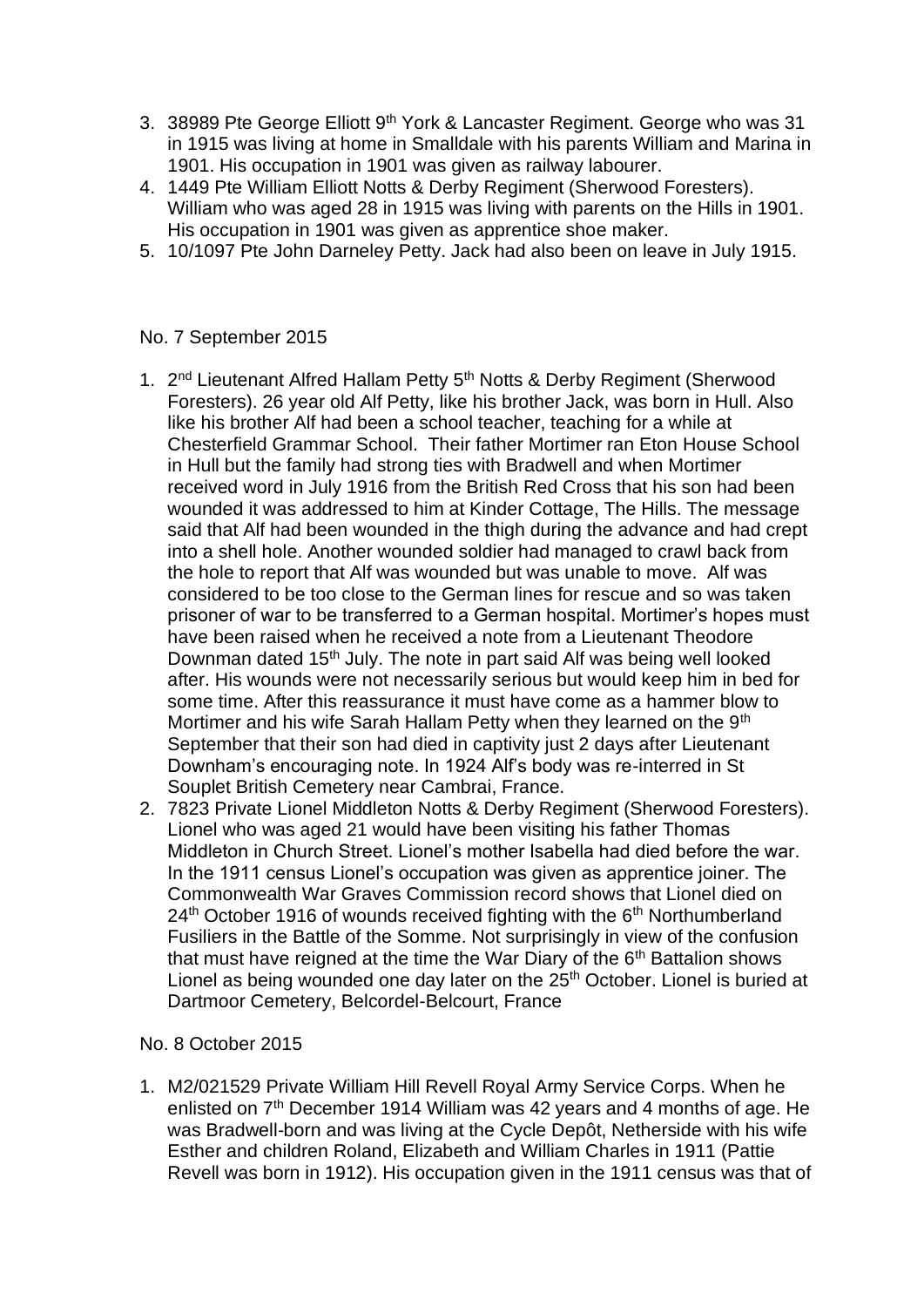3. 38989 Pte George Elliott 9th York & Lancaster Regiment. George who was 31 in 1915 was living at home in Smalldale with his parents William and Marina in 1901. His occupation in 1901 was given as railway labourer.
4. 1449 Pte William Elliott Notts & Derby Regiment (Sherwood Foresters). William who was aged 28 in 1915 was living with parents on the Hills in 1901. His occupation in 1901 was given as apprentice shoe maker.
5. 10/1097 Pte John Darneley Petty. Jack had also been on leave in July 1915.

No. 7 September 2015

1. 2nd Lieutenant Alfred Hallam Petty 5th Notts & Derby Regiment (Sherwood Foresters). 26 year old Alf Petty, like his brother Jack, was born in Hull. Also like his brother Alf had been a school teacher, teaching for a while at Chesterfield Grammar School. Their father Mortimer ran Eton House School in Hull but the family had strong ties with Bradwell and when Mortimer received word in July 1916 from the British Red Cross that his son had been wounded it was addressed to him at Kinder Cottage, The Hills. The message said that Alf had been wounded in the thigh during the advance and had crept into a shell hole. Another wounded soldier had managed to crawl back from the hole to report that Alf was wounded but was unable to move. Alf was considered to be too close to the German lines for rescue and so was taken prisoner of war to be transferred to a German hospital. Mortimer's hopes must have been raised when he received a note from a Lieutenant Theodore Downman dated 15th July. The note in part said Alf was being well looked after. His wounds were not necessarily serious but would keep him in bed for some time. After this reassurance it must have come as a hammer blow to Mortimer and his wife Sarah Hallam Petty when they learned on the 9th September that their son had died in captivity just 2 days after Lieutenant Downham's encouraging note. In 1924 Alf's body was re-interred in St Souplet British Cemetery near Cambrai, France.
2. 7823 Private Lionel Middleton Notts & Derby Regiment (Sherwood Foresters). Lionel who was aged 21 would have been visiting his father Thomas Middleton in Church Street. Lionel's mother Isabella had died before the war. In the 1911 census Lionel's occupation was given as apprentice joiner. The Commonwealth War Graves Commission record shows that Lionel died on 24th October 1916 of wounds received fighting with the 6th Northumberland Fusiliers in the Battle of the Somme. Not surprisingly in view of the confusion that must have reigned at the time the War Diary of the 6th Battalion shows Lionel as being wounded one day later on the 25th October. Lionel is buried at Dartmoor Cemetery, Belcordel-Belcourt, France

No. 8 October 2015

1. M2/021529 Private William Hill Revell Royal Army Service Corps. When he enlisted on 7th December 1914 William was 42 years and 4 months of age. He was Bradwell-born and was living at the Cycle Depôt, Netherside with his wife Esther and children Roland, Elizabeth and William Charles in 1911 (Pattie Revell was born in 1912). His occupation given in the 1911 census was that of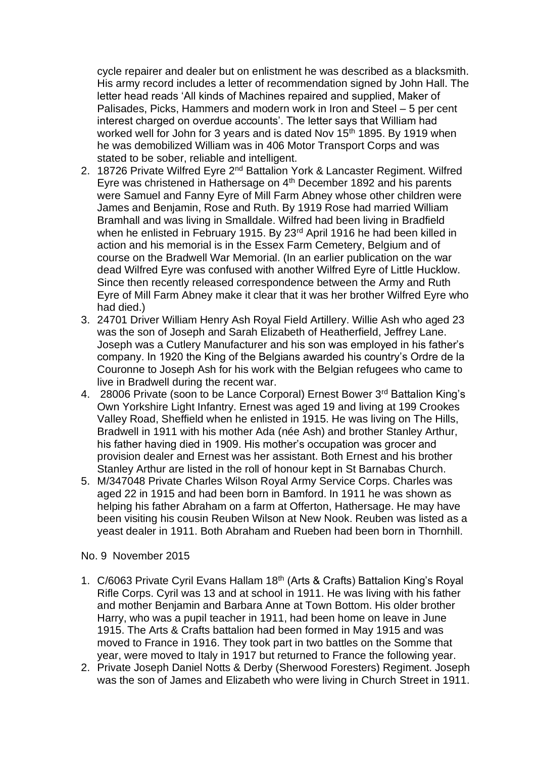cycle repairer and dealer but on enlistment he was described as a blacksmith. His army record includes a letter of recommendation signed by John Hall. The letter head reads 'All kinds of Machines repaired and supplied, Maker of Palisades, Picks, Hammers and modern work in Iron and Steel – 5 per cent interest charged on overdue accounts'. The letter says that William had worked well for John for 3 years and is dated Nov 15th 1895. By 1919 when he was demobilized William was in 406 Motor Transport Corps and was stated to be sober, reliable and intelligent.

2. 18726 Private Wilfred Eyre 2nd Battalion York & Lancaster Regiment. Wilfred Eyre was christened in Hathersage on 4th December 1892 and his parents were Samuel and Fanny Eyre of Mill Farm Abney whose other children were James and Benjamin, Rose and Ruth. By 1919 Rose had married William Bramhall and was living in Smalldale. Wilfred had been living in Bradfield when he enlisted in February 1915. By 23rd April 1916 he had been killed in action and his memorial is in the Essex Farm Cemetery, Belgium and of course on the Bradwell War Memorial. (In an earlier publication on the war dead Wilfred Eyre was confused with another Wilfred Eyre of Little Hucklow. Since then recently released correspondence between the Army and Ruth Eyre of Mill Farm Abney make it clear that it was her brother Wilfred Eyre who had died.)
3. 24701 Driver William Henry Ash Royal Field Artillery. Willie Ash who aged 23 was the son of Joseph and Sarah Elizabeth of Heatherfield, Jeffrey Lane. Joseph was a Cutlery Manufacturer and his son was employed in his father's company. In 1920 the King of the Belgians awarded his country's Ordre de la Couronne to Joseph Ash for his work with the Belgian refugees who came to live in Bradwell during the recent war.
4. 28006 Private (soon to be Lance Corporal) Ernest Bower 3rd Battalion King's Own Yorkshire Light Infantry. Ernest was aged 19 and living at 199 Crookes Valley Road, Sheffield when he enlisted in 1915. He was living on The Hills, Bradwell in 1911 with his mother Ada (née Ash) and brother Stanley Arthur, his father having died in 1909. His mother's occupation was grocer and provision dealer and Ernest was her assistant. Both Ernest and his brother Stanley Arthur are listed in the roll of honour kept in St Barnabas Church.
5. M/347048 Private Charles Wilson Royal Army Service Corps. Charles was aged 22 in 1915 and had been born in Bamford. In 1911 he was shown as helping his father Abraham on a farm at Offerton, Hathersage. He may have been visiting his cousin Reuben Wilson at New Nook. Reuben was listed as a yeast dealer in 1911. Both Abraham and Rueben had been born in Thornhill.

No. 9 November 2015

1. C/6063 Private Cyril Evans Hallam 18th (Arts & Crafts) Battalion King's Royal Rifle Corps. Cyril was 13 and at school in 1911. He was living with his father and mother Benjamin and Barbara Anne at Town Bottom. His older brother Harry, who was a pupil teacher in 1911, had been home on leave in June 1915. The Arts & Crafts battalion had been formed in May 1915 and was moved to France in 1916. They took part in two battles on the Somme that year, were moved to Italy in 1917 but returned to France the following year.
2. Private Joseph Daniel Notts & Derby (Sherwood Foresters) Regiment. Joseph was the son of James and Elizabeth who were living in Church Street in 1911.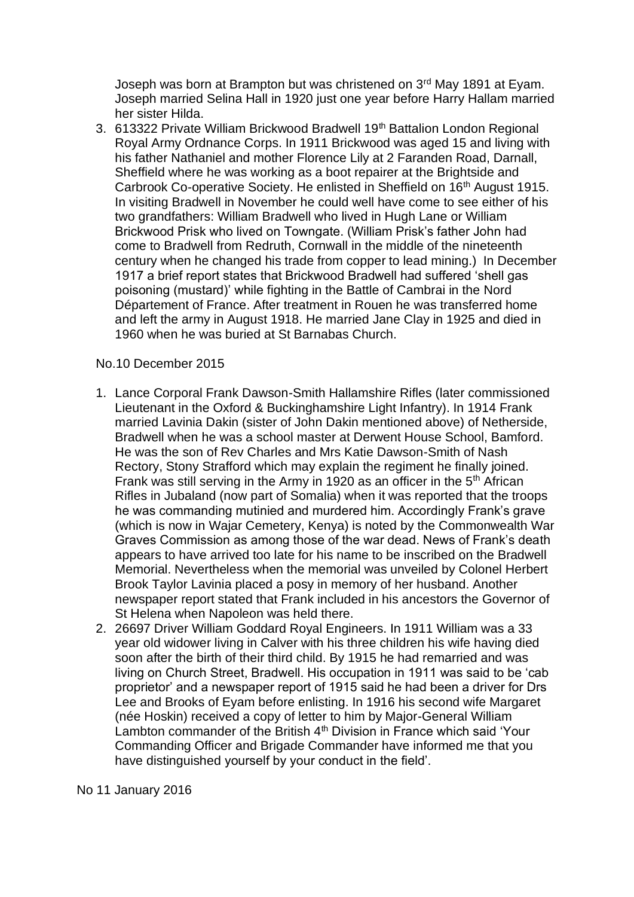Joseph was born at Brampton but was christened on 3rd May 1891 at Eyam. Joseph married Selina Hall in 1920 just one year before Harry Hallam married her sister Hilda.

3. 613322 Private William Brickwood Bradwell 19th Battalion London Regional Royal Army Ordnance Corps. In 1911 Brickwood was aged 15 and living with his father Nathaniel and mother Florence Lily at 2 Faranden Road, Darnall, Sheffield where he was working as a boot repairer at the Brightside and Carbrook Co-operative Society. He enlisted in Sheffield on 16th August 1915. In visiting Bradwell in November he could well have come to see either of his two grandfathers: William Bradwell who lived in Hugh Lane or William Brickwood Prisk who lived on Towngate. (William Prisk's father John had come to Bradwell from Redruth, Cornwall in the middle of the nineteenth century when he changed his trade from copper to lead mining.) In December 1917 a brief report states that Brickwood Bradwell had suffered 'shell gas poisoning (mustard)' while fighting in the Battle of Cambrai in the Nord Département of France. After treatment in Rouen he was transferred home and left the army in August 1918. He married Jane Clay in 1925 and died in 1960 when he was buried at St Barnabas Church.

No.10 December 2015

1. Lance Corporal Frank Dawson-Smith Hallamshire Rifles (later commissioned Lieutenant in the Oxford & Buckinghamshire Light Infantry). In 1914 Frank married Lavinia Dakin (sister of John Dakin mentioned above) of Netherside, Bradwell when he was a school master at Derwent House School, Bamford. He was the son of Rev Charles and Mrs Katie Dawson-Smith of Nash Rectory, Stony Strafford which may explain the regiment he finally joined. Frank was still serving in the Army in 1920 as an officer in the 5th African Rifles in Jubaland (now part of Somalia) when it was reported that the troops he was commanding mutinied and murdered him. Accordingly Frank's grave (which is now in Wajar Cemetery, Kenya) is noted by the Commonwealth War Graves Commission as among those of the war dead. News of Frank's death appears to have arrived too late for his name to be inscribed on the Bradwell Memorial. Nevertheless when the memorial was unveiled by Colonel Herbert Brook Taylor Lavinia placed a posy in memory of her husband. Another newspaper report stated that Frank included in his ancestors the Governor of St Helena when Napoleon was held there.
2. 26697 Driver William Goddard Royal Engineers. In 1911 William was a 33 year old widower living in Calver with his three children his wife having died soon after the birth of their third child. By 1915 he had remarried and was living on Church Street, Bradwell. His occupation in 1911 was said to be 'cab proprietor' and a newspaper report of 1915 said he had been a driver for Drs Lee and Brooks of Eyam before enlisting. In 1916 his second wife Margaret (née Hoskin) received a copy of letter to him by Major-General William Lambton commander of the British 4th Division in France which said 'Your Commanding Officer and Brigade Commander have informed me that you have distinguished yourself by your conduct in the field'.

No 11 January 2016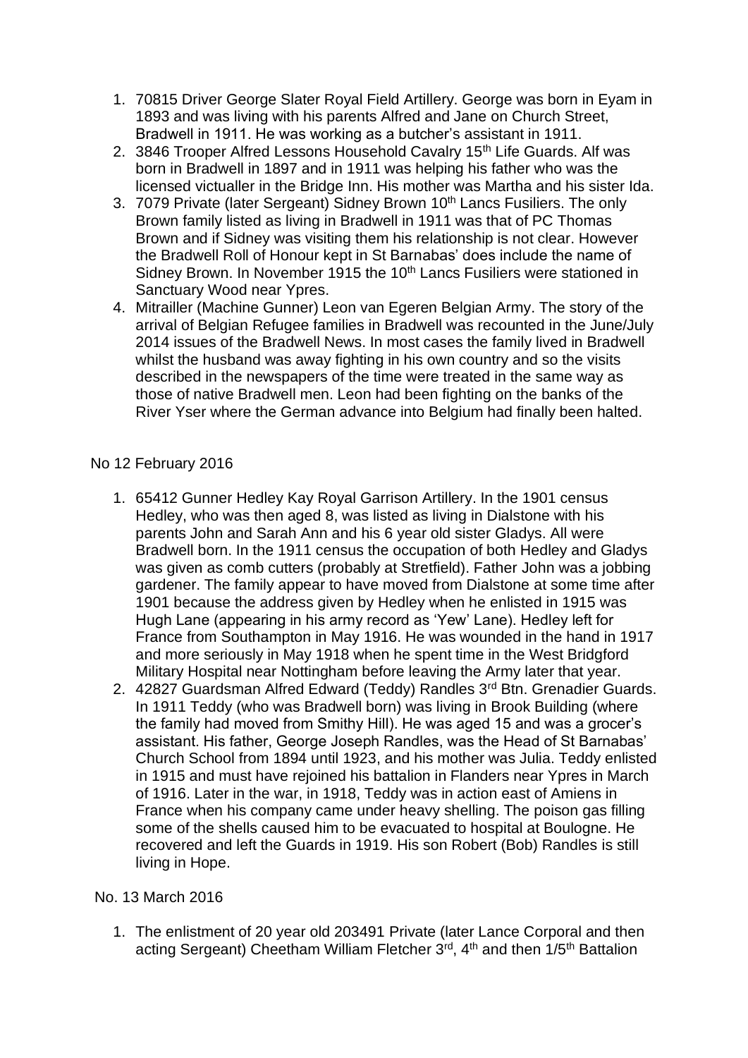1. 70815 Driver George Slater Royal Field Artillery. George was born in Eyam in 1893 and was living with his parents Alfred and Jane on Church Street, Bradwell in 1911. He was working as a butcher's assistant in 1911.
2. 3846 Trooper Alfred Lessons Household Cavalry 15th Life Guards. Alf was born in Bradwell in 1897 and in 1911 was helping his father who was the licensed victualler in the Bridge Inn. His mother was Martha and his sister Ida.
3. 7079 Private (later Sergeant) Sidney Brown 10th Lancs Fusiliers. The only Brown family listed as living in Bradwell in 1911 was that of PC Thomas Brown and if Sidney was visiting them his relationship is not clear. However the Bradwell Roll of Honour kept in St Barnabas' does include the name of Sidney Brown. In November 1915 the 10th Lancs Fusiliers were stationed in Sanctuary Wood near Ypres.
4. Mitrailler (Machine Gunner) Leon van Egeren Belgian Army. The story of the arrival of Belgian Refugee families in Bradwell was recounted in the June/July 2014 issues of the Bradwell News. In most cases the family lived in Bradwell whilst the husband was away fighting in his own country and so the visits described in the newspapers of the time were treated in the same way as those of native Bradwell men. Leon had been fighting on the banks of the River Yser where the German advance into Belgium had finally been halted.

No 12 February 2016

1. 65412 Gunner Hedley Kay Royal Garrison Artillery. In the 1901 census Hedley, who was then aged 8, was listed as living in Dialstone with his parents John and Sarah Ann and his 6 year old sister Gladys. All were Bradwell born. In the 1911 census the occupation of both Hedley and Gladys was given as comb cutters (probably at Stretfield). Father John was a jobbing gardener. The family appear to have moved from Dialstone at some time after 1901 because the address given by Hedley when he enlisted in 1915 was Hugh Lane (appearing in his army record as 'Yew' Lane). Hedley left for France from Southampton in May 1916. He was wounded in the hand in 1917 and more seriously in May 1918 when he spent time in the West Bridgford Military Hospital near Nottingham before leaving the Army later that year.
2. 42827 Guardsman Alfred Edward (Teddy) Randles 3rd Btn. Grenadier Guards. In 1911 Teddy (who was Bradwell born) was living in Brook Building (where the family had moved from Smithy Hill). He was aged 15 and was a grocer's assistant. His father, George Joseph Randles, was the Head of St Barnabas' Church School from 1894 until 1923, and his mother was Julia. Teddy enlisted in 1915 and must have rejoined his battalion in Flanders near Ypres in March of 1916. Later in the war, in 1918, Teddy was in action east of Amiens in France when his company came under heavy shelling. The poison gas filling some of the shells caused him to be evacuated to hospital at Boulogne. He recovered and left the Guards in 1919. His son Robert (Bob) Randles is still living in Hope.

No. 13 March 2016

1. The enlistment of 20 year old 203491 Private (later Lance Corporal and then acting Sergeant) Cheetham William Fletcher 3rd, 4th and then 1/5th Battalion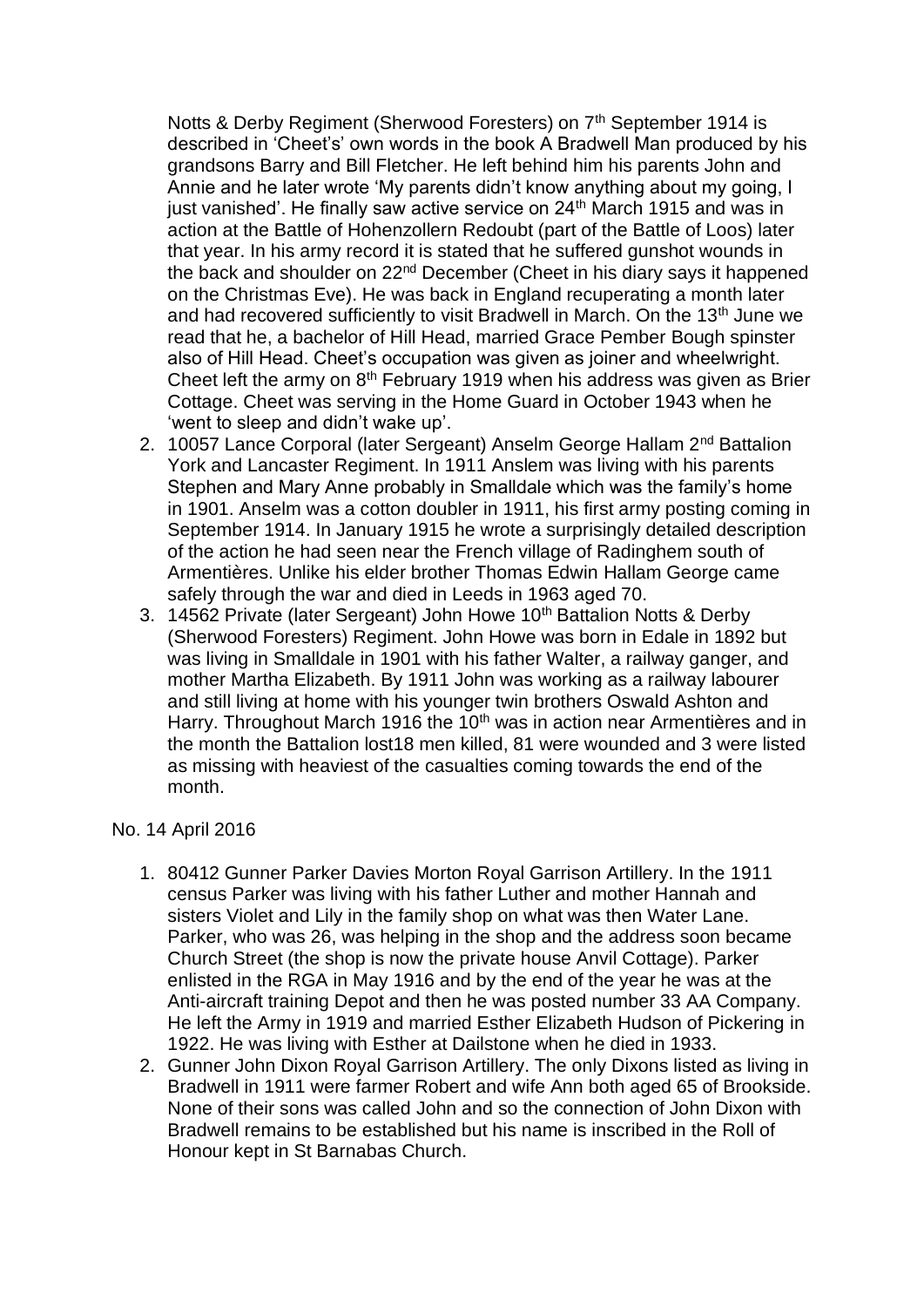Notts & Derby Regiment (Sherwood Foresters) on 7th September 1914 is described in 'Cheet's' own words in the book A Bradwell Man produced by his grandsons Barry and Bill Fletcher. He left behind him his parents John and Annie and he later wrote 'My parents didn't know anything about my going, I just vanished'. He finally saw active service on 24th March 1915 and was in action at the Battle of Hohenzollern Redoubt (part of the Battle of Loos) later that year. In his army record it is stated that he suffered gunshot wounds in the back and shoulder on 22nd December (Cheet in his diary says it happened on the Christmas Eve). He was back in England recuperating a month later and had recovered sufficiently to visit Bradwell in March. On the 13th June we read that he, a bachelor of Hill Head, married Grace Pember Bough spinster also of Hill Head. Cheet's occupation was given as joiner and wheelwright. Cheet left the army on 8th February 1919 when his address was given as Brier Cottage. Cheet was serving in the Home Guard in October 1943 when he 'went to sleep and didn't wake up'.

2. 10057 Lance Corporal (later Sergeant) Anselm George Hallam 2nd Battalion York and Lancaster Regiment. In 1911 Anslem was living with his parents Stephen and Mary Anne probably in Smalldale which was the family's home in 1901. Anselm was a cotton doubler in 1911, his first army posting coming in September 1914. In January 1915 he wrote a surprisingly detailed description of the action he had seen near the French village of Radinghem south of Armentières. Unlike his elder brother Thomas Edwin Hallam George came safely through the war and died in Leeds in 1963 aged 70.
3. 14562 Private (later Sergeant) John Howe 10th Battalion Notts & Derby (Sherwood Foresters) Regiment. John Howe was born in Edale in 1892 but was living in Smalldale in 1901 with his father Walter, a railway ganger, and mother Martha Elizabeth. By 1911 John was working as a railway labourer and still living at home with his younger twin brothers Oswald Ashton and Harry. Throughout March 1916 the 10th was in action near Armentières and in the month the Battalion lost18 men killed, 81 were wounded and 3 were listed as missing with heaviest of the casualties coming towards the end of the month.

No. 14 April 2016

1. 80412 Gunner Parker Davies Morton Royal Garrison Artillery. In the 1911 census Parker was living with his father Luther and mother Hannah and sisters Violet and Lily in the family shop on what was then Water Lane. Parker, who was 26, was helping in the shop and the address soon became Church Street (the shop is now the private house Anvil Cottage). Parker enlisted in the RGA in May 1916 and by the end of the year he was at the Anti-aircraft training Depot and then he was posted number 33 AA Company. He left the Army in 1919 and married Esther Elizabeth Hudson of Pickering in 1922. He was living with Esther at Dailstone when he died in 1933.
2. Gunner John Dixon Royal Garrison Artillery. The only Dixons listed as living in Bradwell in 1911 were farmer Robert and wife Ann both aged 65 of Brookside. None of their sons was called John and so the connection of John Dixon with Bradwell remains to be established but his name is inscribed in the Roll of Honour kept in St Barnabas Church.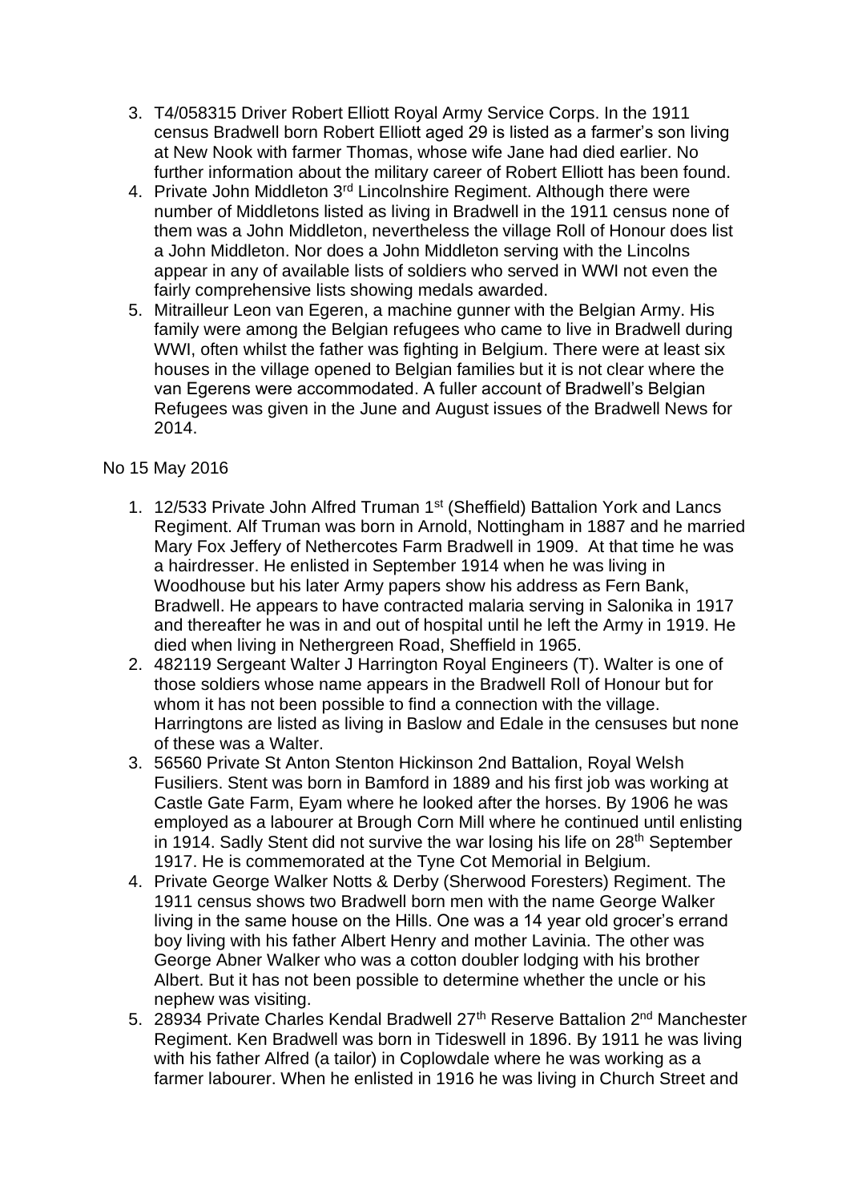3. T4/058315 Driver Robert Elliott Royal Army Service Corps. In the 1911 census Bradwell born Robert Elliott aged 29 is listed as a farmer's son living at New Nook with farmer Thomas, whose wife Jane had died earlier. No further information about the military career of Robert Elliott has been found.
4. Private John Middleton 3rd Lincolnshire Regiment. Although there were number of Middletons listed as living in Bradwell in the 1911 census none of them was a John Middleton, nevertheless the village Roll of Honour does list a John Middleton. Nor does a John Middleton serving with the Lincolns appear in any of available lists of soldiers who served in WWI not even the fairly comprehensive lists showing medals awarded.
5. Mitrailleur Leon van Egeren, a machine gunner with the Belgian Army. His family were among the Belgian refugees who came to live in Bradwell during WWI, often whilst the father was fighting in Belgium. There were at least six houses in the village opened to Belgian families but it is not clear where the van Egerens were accommodated. A fuller account of Bradwell's Belgian Refugees was given in the June and August issues of the Bradwell News for 2014.

No 15 May 2016

1. 12/533 Private John Alfred Truman 1st (Sheffield) Battalion York and Lancs Regiment. Alf Truman was born in Arnold, Nottingham in 1887 and he married Mary Fox Jeffery of Nethercotes Farm Bradwell in 1909. At that time he was a hairdresser. He enlisted in September 1914 when he was living in Woodhouse but his later Army papers show his address as Fern Bank, Bradwell. He appears to have contracted malaria serving in Salonika in 1917 and thereafter he was in and out of hospital until he left the Army in 1919. He died when living in Nethergreen Road, Sheffield in 1965.
2. 482119 Sergeant Walter J Harrington Royal Engineers (T). Walter is one of those soldiers whose name appears in the Bradwell Roll of Honour but for whom it has not been possible to find a connection with the village. Harringtons are listed as living in Baslow and Edale in the censuses but none of these was a Walter.
3. 56560 Private St Anton Stenton Hickinson 2nd Battalion, Royal Welsh Fusiliers. Stent was born in Bamford in 1889 and his first job was working at Castle Gate Farm, Eyam where he looked after the horses. By 1906 he was employed as a labourer at Brough Corn Mill where he continued until enlisting in 1914. Sadly Stent did not survive the war losing his life on 28th September 1917. He is commemorated at the Tyne Cot Memorial in Belgium.
4. Private George Walker Notts & Derby (Sherwood Foresters) Regiment. The 1911 census shows two Bradwell born men with the name George Walker living in the same house on the Hills. One was a 14 year old grocer's errand boy living with his father Albert Henry and mother Lavinia. The other was George Abner Walker who was a cotton doubler lodging with his brother Albert. But it has not been possible to determine whether the uncle or his nephew was visiting.
5. 28934 Private Charles Kendal Bradwell 27th Reserve Battalion 2nd Manchester Regiment. Ken Bradwell was born in Tideswell in 1896. By 1911 he was living with his father Alfred (a tailor) in Coplowdale where he was working as a farmer labourer. When he enlisted in 1916 he was living in Church Street and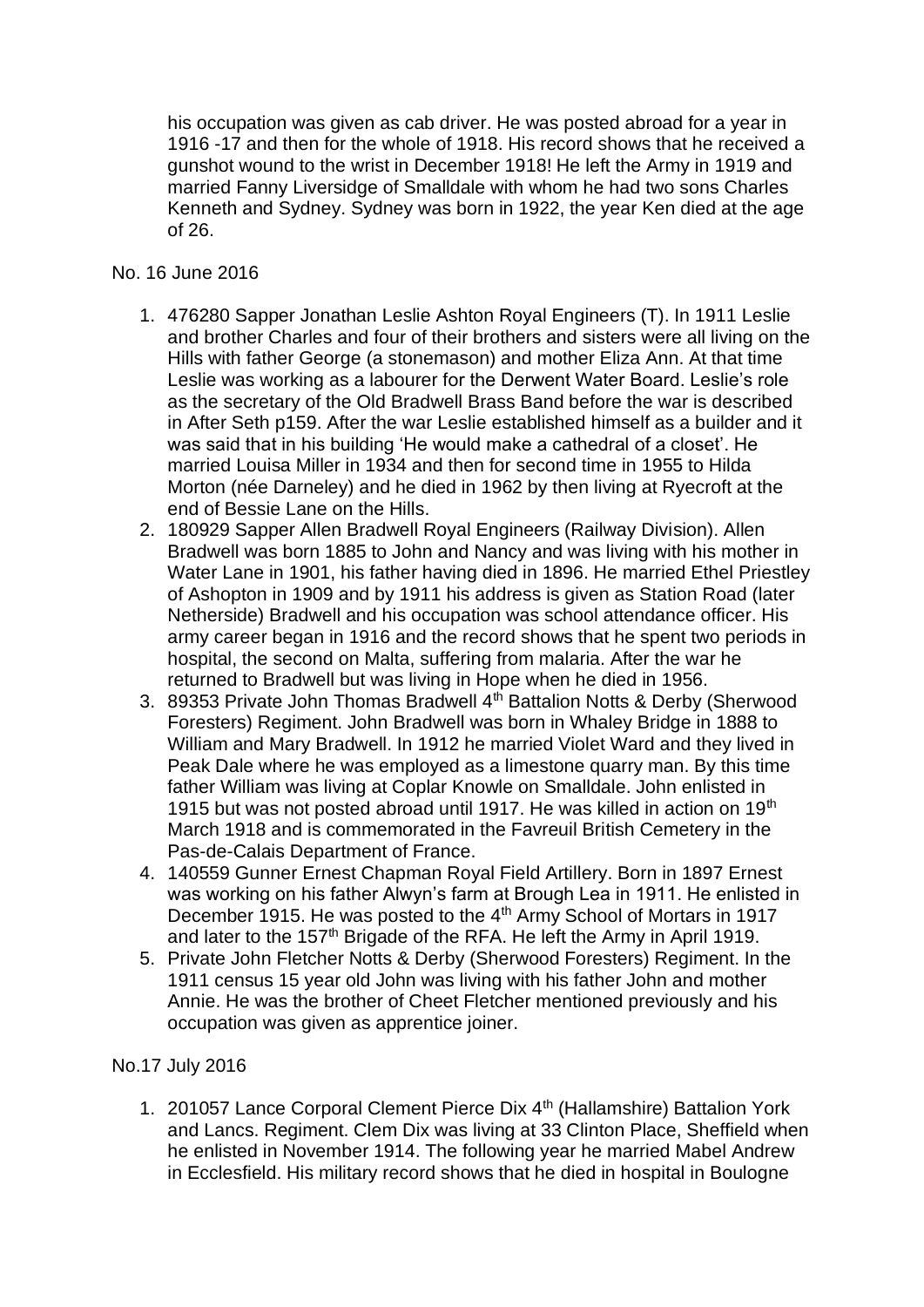his occupation was given as cab driver. He was posted abroad for a year in 1916 -17 and then for the whole of 1918. His record shows that he received a gunshot wound to the wrist in December 1918! He left the Army in 1919 and married Fanny Liversidge of Smalldale with whom he had two sons Charles Kenneth and Sydney. Sydney was born in 1922, the year Ken died at the age of 26.

No. 16 June 2016

1. 476280 Sapper Jonathan Leslie Ashton Royal Engineers (T). In 1911 Leslie and brother Charles and four of their brothers and sisters were all living on the Hills with father George (a stonemason) and mother Eliza Ann. At that time Leslie was working as a labourer for the Derwent Water Board. Leslie's role as the secretary of the Old Bradwell Brass Band before the war is described in After Seth p159. After the war Leslie established himself as a builder and it was said that in his building 'He would make a cathedral of a closet'. He married Louisa Miller in 1934 and then for second time in 1955 to Hilda Morton (née Darneley) and he died in 1962 by then living at Ryecroft at the end of Bessie Lane on the Hills.
2. 180929 Sapper Allen Bradwell Royal Engineers (Railway Division). Allen Bradwell was born 1885 to John and Nancy and was living with his mother in Water Lane in 1901, his father having died in 1896. He married Ethel Priestley of Ashopton in 1909 and by 1911 his address is given as Station Road (later Netherside) Bradwell and his occupation was school attendance officer. His army career began in 1916 and the record shows that he spent two periods in hospital, the second on Malta, suffering from malaria. After the war he returned to Bradwell but was living in Hope when he died in 1956.
3. 89353 Private John Thomas Bradwell 4th Battalion Notts & Derby (Sherwood Foresters) Regiment. John Bradwell was born in Whaley Bridge in 1888 to William and Mary Bradwell. In 1912 he married Violet Ward and they lived in Peak Dale where he was employed as a limestone quarry man. By this time father William was living at Coplar Knowle on Smalldale. John enlisted in 1915 but was not posted abroad until 1917. He was killed in action on 19th March 1918 and is commemorated in the Favreuil British Cemetery in the Pas-de-Calais Department of France.
4. 140559 Gunner Ernest Chapman Royal Field Artillery. Born in 1897 Ernest was working on his father Alwyn's farm at Brough Lea in 1911. He enlisted in December 1915. He was posted to the 4th Army School of Mortars in 1917 and later to the 157th Brigade of the RFA. He left the Army in April 1919.
5. Private John Fletcher Notts & Derby (Sherwood Foresters) Regiment. In the 1911 census 15 year old John was living with his father John and mother Annie. He was the brother of Cheet Fletcher mentioned previously and his occupation was given as apprentice joiner.

No.17 July 2016

1. 201057 Lance Corporal Clement Pierce Dix 4th (Hallamshire) Battalion York and Lancs. Regiment. Clem Dix was living at 33 Clinton Place, Sheffield when he enlisted in November 1914. The following year he married Mabel Andrew in Ecclesfield. His military record shows that he died in hospital in Boulogne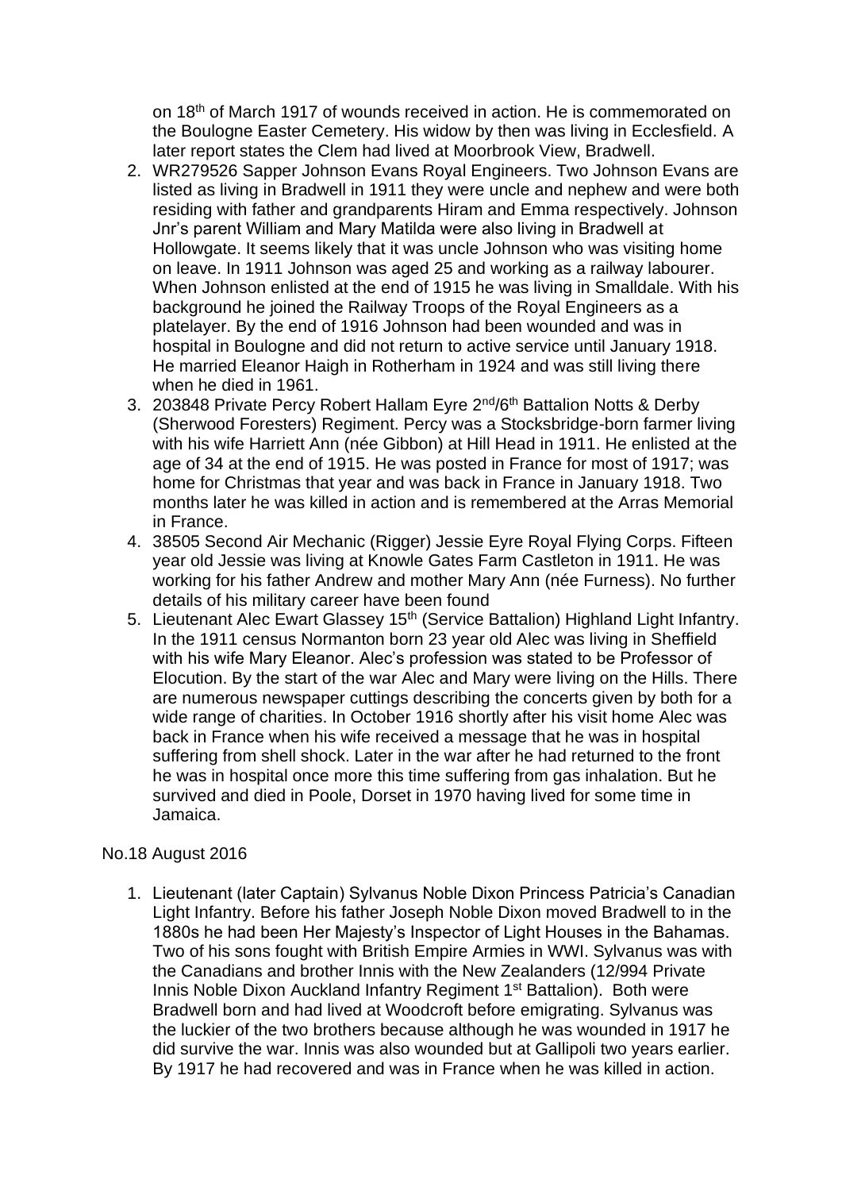on 18th of March 1917 of wounds received in action. He is commemorated on the Boulogne Easter Cemetery. His widow by then was living in Ecclesfield. A later report states the Clem had lived at Moorbrook View, Bradwell.

2. WR279526 Sapper Johnson Evans Royal Engineers. Two Johnson Evans are listed as living in Bradwell in 1911 they were uncle and nephew and were both residing with father and grandparents Hiram and Emma respectively. Johnson Jnr's parent William and Mary Matilda were also living in Bradwell at Hollowgate. It seems likely that it was uncle Johnson who was visiting home on leave. In 1911 Johnson was aged 25 and working as a railway labourer. When Johnson enlisted at the end of 1915 he was living in Smalldale. With his background he joined the Railway Troops of the Royal Engineers as a platelayer. By the end of 1916 Johnson had been wounded and was in hospital in Boulogne and did not return to active service until January 1918. He married Eleanor Haigh in Rotherham in 1924 and was still living there when he died in 1961.
3. 203848 Private Percy Robert Hallam Eyre 2nd/6th Battalion Notts & Derby (Sherwood Foresters) Regiment. Percy was a Stocksbridge-born farmer living with his wife Harriett Ann (née Gibbon) at Hill Head in 1911. He enlisted at the age of 34 at the end of 1915. He was posted in France for most of 1917; was home for Christmas that year and was back in France in January 1918. Two months later he was killed in action and is remembered at the Arras Memorial in France.
4. 38505 Second Air Mechanic (Rigger) Jessie Eyre Royal Flying Corps. Fifteen year old Jessie was living at Knowle Gates Farm Castleton in 1911. He was working for his father Andrew and mother Mary Ann (née Furness). No further details of his military career have been found
5. Lieutenant Alec Ewart Glassey 15th (Service Battalion) Highland Light Infantry. In the 1911 census Normanton born 23 year old Alec was living in Sheffield with his wife Mary Eleanor. Alec's profession was stated to be Professor of Elocution. By the start of the war Alec and Mary were living on the Hills. There are numerous newspaper cuttings describing the concerts given by both for a wide range of charities. In October 1916 shortly after his visit home Alec was back in France when his wife received a message that he was in hospital suffering from shell shock. Later in the war after he had returned to the front he was in hospital once more this time suffering from gas inhalation. But he survived and died in Poole, Dorset in 1970 having lived for some time in Jamaica.

No.18 August 2016

1. Lieutenant (later Captain) Sylvanus Noble Dixon Princess Patricia's Canadian Light Infantry. Before his father Joseph Noble Dixon moved Bradwell to in the 1880s he had been Her Majesty's Inspector of Light Houses in the Bahamas. Two of his sons fought with British Empire Armies in WWI. Sylvanus was with the Canadians and brother Innis with the New Zealanders (12/994 Private Innis Noble Dixon Auckland Infantry Regiment 1st Battalion). Both were Bradwell born and had lived at Woodcroft before emigrating. Sylvanus was the luckier of the two brothers because although he was wounded in 1917 he did survive the war. Innis was also wounded but at Gallipoli two years earlier. By 1917 he had recovered and was in France when he was killed in action.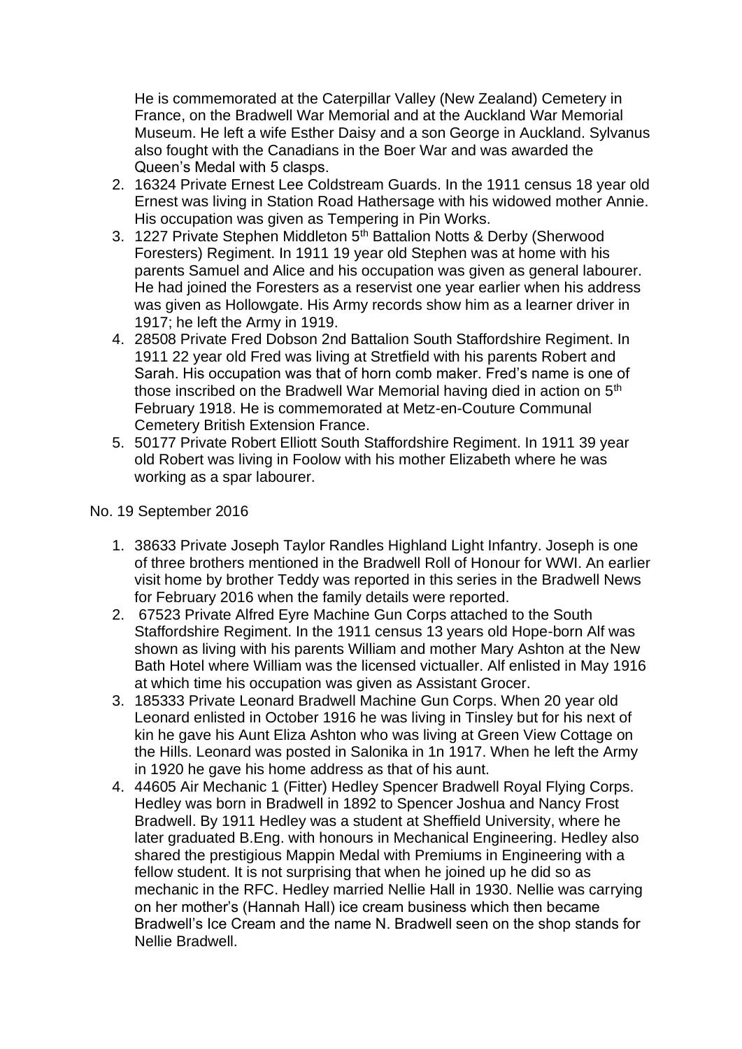He is commemorated at the Caterpillar Valley (New Zealand) Cemetery in France, on the Bradwell War Memorial and at the Auckland War Memorial Museum. He left a wife Esther Daisy and a son George in Auckland. Sylvanus also fought with the Canadians in the Boer War and was awarded the Queen's Medal with 5 clasps.

2. 16324 Private Ernest Lee Coldstream Guards. In the 1911 census 18 year old Ernest was living in Station Road Hathersage with his widowed mother Annie. His occupation was given as Tempering in Pin Works.
3. 1227 Private Stephen Middleton 5th Battalion Notts & Derby (Sherwood Foresters) Regiment. In 1911 19 year old Stephen was at home with his parents Samuel and Alice and his occupation was given as general labourer. He had joined the Foresters as a reservist one year earlier when his address was given as Hollowgate. His Army records show him as a learner driver in 1917; he left the Army in 1919.
4. 28508 Private Fred Dobson 2nd Battalion South Staffordshire Regiment. In 1911 22 year old Fred was living at Stretfield with his parents Robert and Sarah. His occupation was that of horn comb maker. Fred's name is one of those inscribed on the Bradwell War Memorial having died in action on 5th February 1918. He is commemorated at Metz-en-Couture Communal Cemetery British Extension France.
5. 50177 Private Robert Elliott South Staffordshire Regiment. In 1911 39 year old Robert was living in Foolow with his mother Elizabeth where he was working as a spar labourer.

No. 19 September 2016

1. 38633 Private Joseph Taylor Randles Highland Light Infantry. Joseph is one of three brothers mentioned in the Bradwell Roll of Honour for WWI. An earlier visit home by brother Teddy was reported in this series in the Bradwell News for February 2016 when the family details were reported.
2. 67523 Private Alfred Eyre Machine Gun Corps attached to the South Staffordshire Regiment. In the 1911 census 13 years old Hope-born Alf was shown as living with his parents William and mother Mary Ashton at the New Bath Hotel where William was the licensed victualler. Alf enlisted in May 1916 at which time his occupation was given as Assistant Grocer.
3. 185333 Private Leonard Bradwell Machine Gun Corps. When 20 year old Leonard enlisted in October 1916 he was living in Tinsley but for his next of kin he gave his Aunt Eliza Ashton who was living at Green View Cottage on the Hills. Leonard was posted in Salonika in 1n 1917. When he left the Army in 1920 he gave his home address as that of his aunt.
4. 44605 Air Mechanic 1 (Fitter) Hedley Spencer Bradwell Royal Flying Corps. Hedley was born in Bradwell in 1892 to Spencer Joshua and Nancy Frost Bradwell. By 1911 Hedley was a student at Sheffield University, where he later graduated B.Eng. with honours in Mechanical Engineering. Hedley also shared the prestigious Mappin Medal with Premiums in Engineering with a fellow student. It is not surprising that when he joined up he did so as mechanic in the RFC. Hedley married Nellie Hall in 1930. Nellie was carrying on her mother's (Hannah Hall) ice cream business which then became Bradwell's Ice Cream and the name N. Bradwell seen on the shop stands for Nellie Bradwell.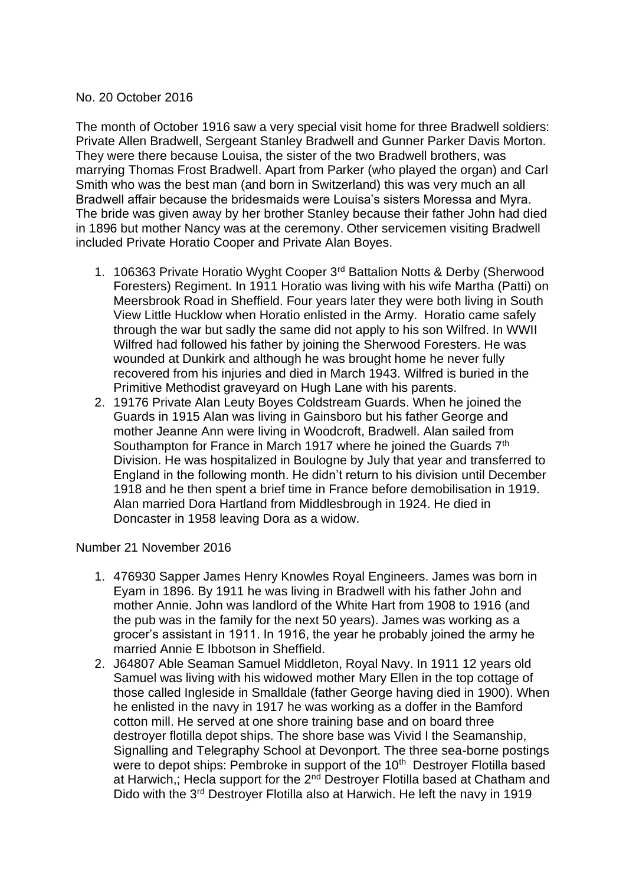No. 20 October 2016

The month of October 1916 saw a very special visit home for three Bradwell soldiers: Private Allen Bradwell, Sergeant Stanley Bradwell and Gunner Parker Davis Morton. They were there because Louisa, the sister of the two Bradwell brothers, was marrying Thomas Frost Bradwell. Apart from Parker (who played the organ) and Carl Smith who was the best man (and born in Switzerland) this was very much an all Bradwell affair because the bridesmaids were Louisa's sisters Moressa and Myra. The bride was given away by her brother Stanley because their father John had died in 1896 but mother Nancy was at the ceremony. Other servicemen visiting Bradwell included Private Horatio Cooper and Private Alan Boyes.

1. 106363 Private Horatio Wyght Cooper 3rd Battalion Notts & Derby (Sherwood Foresters) Regiment. In 1911 Horatio was living with his wife Martha (Patti) on Meersbrook Road in Sheffield. Four years later they were both living in South View Little Hucklow when Horatio enlisted in the Army. Horatio came safely through the war but sadly the same did not apply to his son Wilfred. In WWII Wilfred had followed his father by joining the Sherwood Foresters. He was wounded at Dunkirk and although he was brought home he never fully recovered from his injuries and died in March 1943. Wilfred is buried in the Primitive Methodist graveyard on Hugh Lane with his parents.
2. 19176 Private Alan Leuty Boyes Coldstream Guards. When he joined the Guards in 1915 Alan was living in Gainsboro but his father George and mother Jeanne Ann were living in Woodcroft, Bradwell. Alan sailed from Southampton for France in March 1917 where he joined the Guards 7th Division. He was hospitalized in Boulogne by July that year and transferred to England in the following month. He didn't return to his division until December 1918 and he then spent a brief time in France before demobilisation in 1919. Alan married Dora Hartland from Middlesbrough in 1924. He died in Doncaster in 1958 leaving Dora as a widow.

Number 21 November 2016

1. 476930 Sapper James Henry Knowles Royal Engineers. James was born in Eyam in 1896. By 1911 he was living in Bradwell with his father John and mother Annie. John was landlord of the White Hart from 1908 to 1916 (and the pub was in the family for the next 50 years). James was working as a grocer's assistant in 1911. In 1916, the year he probably joined the army he married Annie E Ibbotson in Sheffield.
2. J64807 Able Seaman Samuel Middleton, Royal Navy. In 1911 12 years old Samuel was living with his widowed mother Mary Ellen in the top cottage of those called Ingleside in Smalldale (father George having died in 1900). When he enlisted in the navy in 1917 he was working as a doffer in the Bamford cotton mill. He served at one shore training base and on board three destroyer flotilla depot ships. The shore base was Vivid I the Seamanship, Signalling and Telegraphy School at Devonport. The three sea-borne postings were to depot ships: Pembroke in support of the 10th Destroyer Flotilla based at Harwich,; Hecla support for the 2nd Destroyer Flotilla based at Chatham and Dido with the 3rd Destroyer Flotilla also at Harwich. He left the navy in 1919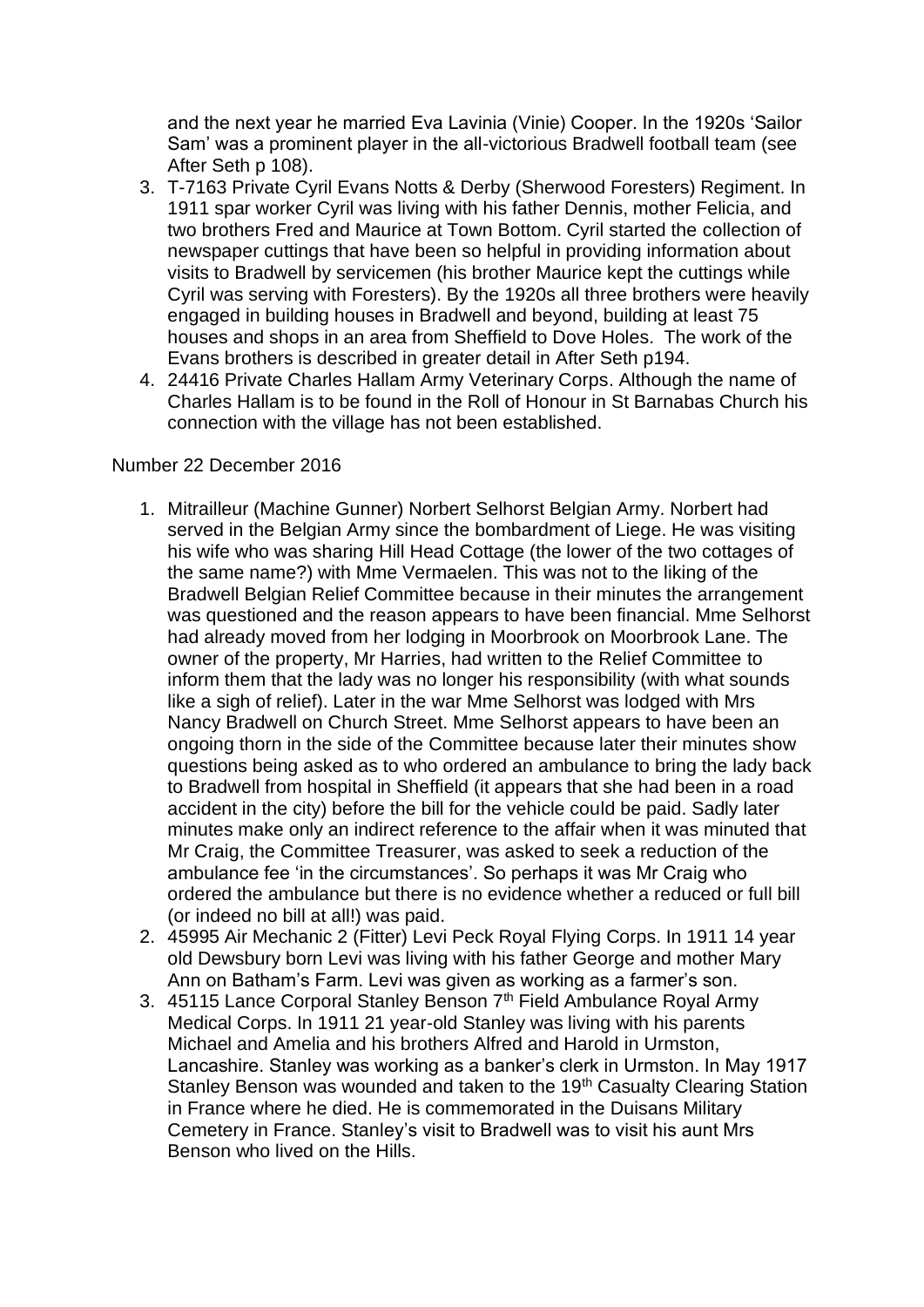and the next year he married Eva Lavinia (Vinie) Cooper. In the 1920s 'Sailor Sam' was a prominent player in the all-victorious Bradwell football team (see After Seth p 108).

3. T-7163 Private Cyril Evans Notts & Derby (Sherwood Foresters) Regiment. In 1911 spar worker Cyril was living with his father Dennis, mother Felicia, and two brothers Fred and Maurice at Town Bottom. Cyril started the collection of newspaper cuttings that have been so helpful in providing information about visits to Bradwell by servicemen (his brother Maurice kept the cuttings while Cyril was serving with Foresters). By the 1920s all three brothers were heavily engaged in building houses in Bradwell and beyond, building at least 75 houses and shops in an area from Sheffield to Dove Holes. The work of the Evans brothers is described in greater detail in After Seth p194.
4. 24416 Private Charles Hallam Army Veterinary Corps. Although the name of Charles Hallam is to be found in the Roll of Honour in St Barnabas Church his connection with the village has not been established.

Number 22 December 2016

1. Mitrailleur (Machine Gunner) Norbert Selhorst Belgian Army. Norbert had served in the Belgian Army since the bombardment of Liege. He was visiting his wife who was sharing Hill Head Cottage (the lower of the two cottages of the same name?) with Mme Vermaelen. This was not to the liking of the Bradwell Belgian Relief Committee because in their minutes the arrangement was questioned and the reason appears to have been financial. Mme Selhorst had already moved from her lodging in Moorbrook on Moorbrook Lane. The owner of the property, Mr Harries, had written to the Relief Committee to inform them that the lady was no longer his responsibility (with what sounds like a sigh of relief). Later in the war Mme Selhorst was lodged with Mrs Nancy Bradwell on Church Street. Mme Selhorst appears to have been an ongoing thorn in the side of the Committee because later their minutes show questions being asked as to who ordered an ambulance to bring the lady back to Bradwell from hospital in Sheffield (it appears that she had been in a road accident in the city) before the bill for the vehicle could be paid. Sadly later minutes make only an indirect reference to the affair when it was minuted that Mr Craig, the Committee Treasurer, was asked to seek a reduction of the ambulance fee 'in the circumstances'. So perhaps it was Mr Craig who ordered the ambulance but there is no evidence whether a reduced or full bill (or indeed no bill at all!) was paid.
2. 45995 Air Mechanic 2 (Fitter) Levi Peck Royal Flying Corps. In 1911 14 year old Dewsbury born Levi was living with his father George and mother Mary Ann on Batham's Farm. Levi was given as working as a farmer's son.
3. 45115 Lance Corporal Stanley Benson 7th Field Ambulance Royal Army Medical Corps. In 1911 21 year-old Stanley was living with his parents Michael and Amelia and his brothers Alfred and Harold in Urmston, Lancashire. Stanley was working as a banker's clerk in Urmston. In May 1917 Stanley Benson was wounded and taken to the 19th Casualty Clearing Station in France where he died. He is commemorated in the Duisans Military Cemetery in France. Stanley's visit to Bradwell was to visit his aunt Mrs Benson who lived on the Hills.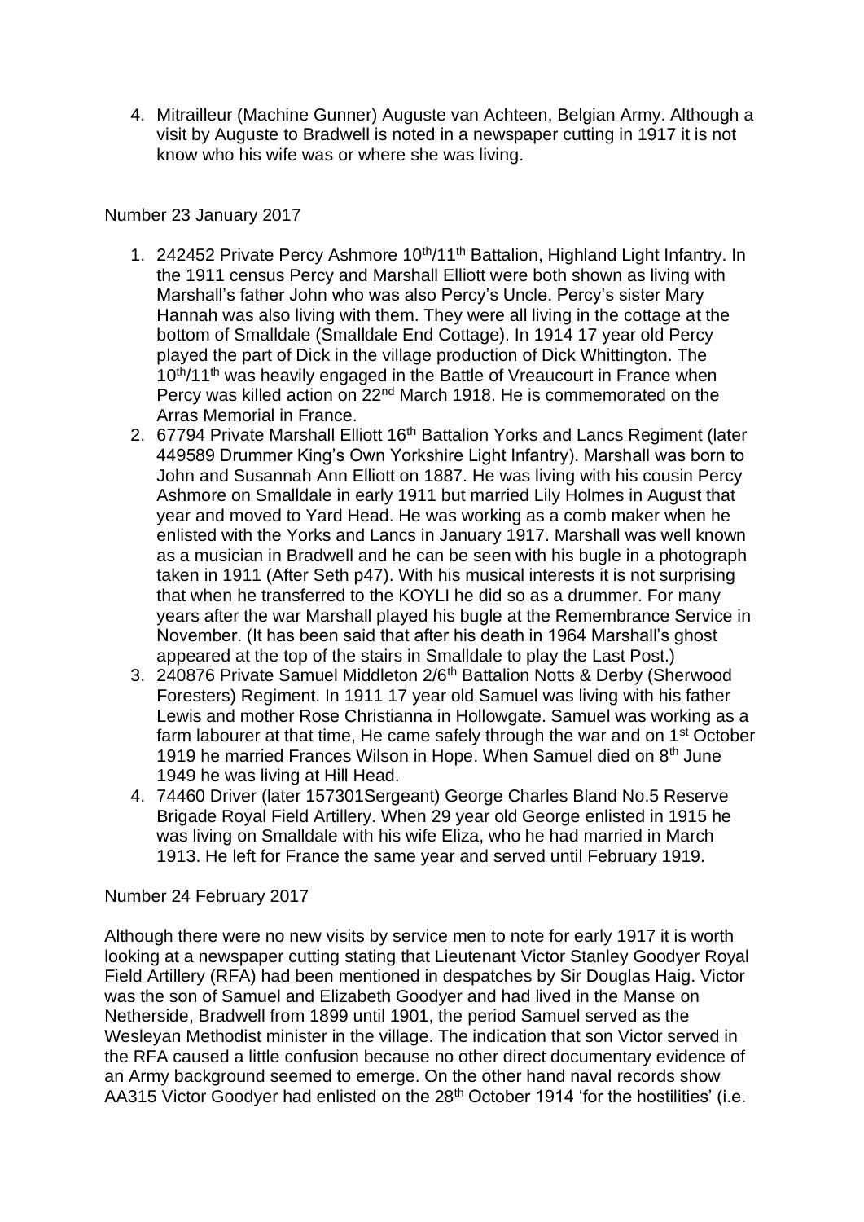4. Mitrailleur (Machine Gunner) Auguste van Achteen, Belgian Army. Although a visit by Auguste to Bradwell is noted in a newspaper cutting in 1917 it is not know who his wife was or where she was living.

Number 23 January 2017

1. 242452 Private Percy Ashmore 10th/11th Battalion, Highland Light Infantry. In the 1911 census Percy and Marshall Elliott were both shown as living with Marshall's father John who was also Percy's Uncle. Percy's sister Mary Hannah was also living with them. They were all living in the cottage at the bottom of Smalldale (Smalldale End Cottage). In 1914 17 year old Percy played the part of Dick in the village production of Dick Whittington. The 10th/11th was heavily engaged in the Battle of Vreaucourt in France when Percy was killed action on 22nd March 1918. He is commemorated on the Arras Memorial in France.
2. 67794 Private Marshall Elliott 16th Battalion Yorks and Lancs Regiment (later 449589 Drummer King's Own Yorkshire Light Infantry). Marshall was born to John and Susannah Ann Elliott on 1887. He was living with his cousin Percy Ashmore on Smalldale in early 1911 but married Lily Holmes in August that year and moved to Yard Head. He was working as a comb maker when he enlisted with the Yorks and Lancs in January 1917. Marshall was well known as a musician in Bradwell and he can be seen with his bugle in a photograph taken in 1911 (After Seth p47). With his musical interests it is not surprising that when he transferred to the KOYLI he did so as a drummer. For many years after the war Marshall played his bugle at the Remembrance Service in November. (It has been said that after his death in 1964 Marshall's ghost appeared at the top of the stairs in Smalldale to play the Last Post.)
3. 240876 Private Samuel Middleton 2/6th Battalion Notts & Derby (Sherwood Foresters) Regiment. In 1911 17 year old Samuel was living with his father Lewis and mother Rose Christianna in Hollowgate. Samuel was working as a farm labourer at that time, He came safely through the war and on 1st October 1919 he married Frances Wilson in Hope. When Samuel died on 8th June 1949 he was living at Hill Head.
4. 74460 Driver (later 157301Sergeant) George Charles Bland No.5 Reserve Brigade Royal Field Artillery. When 29 year old George enlisted in 1915 he was living on Smalldale with his wife Eliza, who he had married in March 1913. He left for France the same year and served until February 1919.

Number 24 February 2017

Although there were no new visits by service men to note for early 1917 it is worth looking at a newspaper cutting stating that Lieutenant Victor Stanley Goodyer Royal Field Artillery (RFA) had been mentioned in despatches by Sir Douglas Haig. Victor was the son of Samuel and Elizabeth Goodyer and had lived in the Manse on Netherside, Bradwell from 1899 until 1901, the period Samuel served as the Wesleyan Methodist minister in the village. The indication that son Victor served in the RFA caused a little confusion because no other direct documentary evidence of an Army background seemed to emerge. On the other hand naval records show AA315 Victor Goodyer had enlisted on the 28th October 1914 'for the hostilities' (i.e.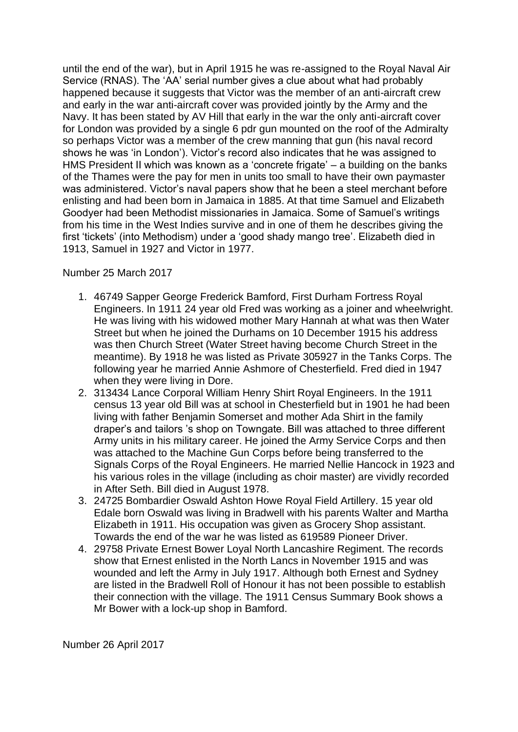until the end of the war), but in April 1915 he was re-assigned to the Royal Naval Air Service (RNAS). The 'AA' serial number gives a clue about what had probably happened because it suggests that Victor was the member of an anti-aircraft crew and early in the war anti-aircraft cover was provided jointly by the Army and the Navy. It has been stated by AV Hill that early in the war the only anti-aircraft cover for London was provided by a single 6 pdr gun mounted on the roof of the Admiralty so perhaps Victor was a member of the crew manning that gun (his naval record shows he was 'in London'). Victor's record also indicates that he was assigned to HMS President II which was known as a 'concrete frigate' – a building on the banks of the Thames were the pay for men in units too small to have their own paymaster was administered. Victor's naval papers show that he been a steel merchant before enlisting and had been born in Jamaica in 1885. At that time Samuel and Elizabeth Goodyer had been Methodist missionaries in Jamaica. Some of Samuel's writings from his time in the West Indies survive and in one of them he describes giving the first 'tickets' (into Methodism) under a 'good shady mango tree'. Elizabeth died in 1913, Samuel in 1927 and Victor in 1977.

Number 25 March 2017

1. 46749 Sapper George Frederick Bamford, First Durham Fortress Royal Engineers. In 1911 24 year old Fred was working as a joiner and wheelwright. He was living with his widowed mother Mary Hannah at what was then Water Street but when he joined the Durhams on 10 December 1915 his address was then Church Street (Water Street having become Church Street in the meantime). By 1918 he was listed as Private 305927 in the Tanks Corps. The following year he married Annie Ashmore of Chesterfield. Fred died in 1947 when they were living in Dore.
2. 313434 Lance Corporal William Henry Shirt Royal Engineers. In the 1911 census 13 year old Bill was at school in Chesterfield but in 1901 he had been living with father Benjamin Somerset and mother Ada Shirt in the family draper's and tailors 's shop on Towngate. Bill was attached to three different Army units in his military career. He joined the Army Service Corps and then was attached to the Machine Gun Corps before being transferred to the Signals Corps of the Royal Engineers. He married Nellie Hancock in 1923 and his various roles in the village (including as choir master) are vividly recorded in After Seth. Bill died in August 1978.
3. 24725 Bombardier Oswald Ashton Howe Royal Field Artillery. 15 year old Edale born Oswald was living in Bradwell with his parents Walter and Martha Elizabeth in 1911. His occupation was given as Grocery Shop assistant. Towards the end of the war he was listed as 619589 Pioneer Driver.
4. 29758 Private Ernest Bower Loyal North Lancashire Regiment. The records show that Ernest enlisted in the North Lancs in November 1915 and was wounded and left the Army in July 1917. Although both Ernest and Sydney are listed in the Bradwell Roll of Honour it has not been possible to establish their connection with the village. The 1911 Census Summary Book shows a Mr Bower with a lock-up shop in Bamford.

Number 26 April 2017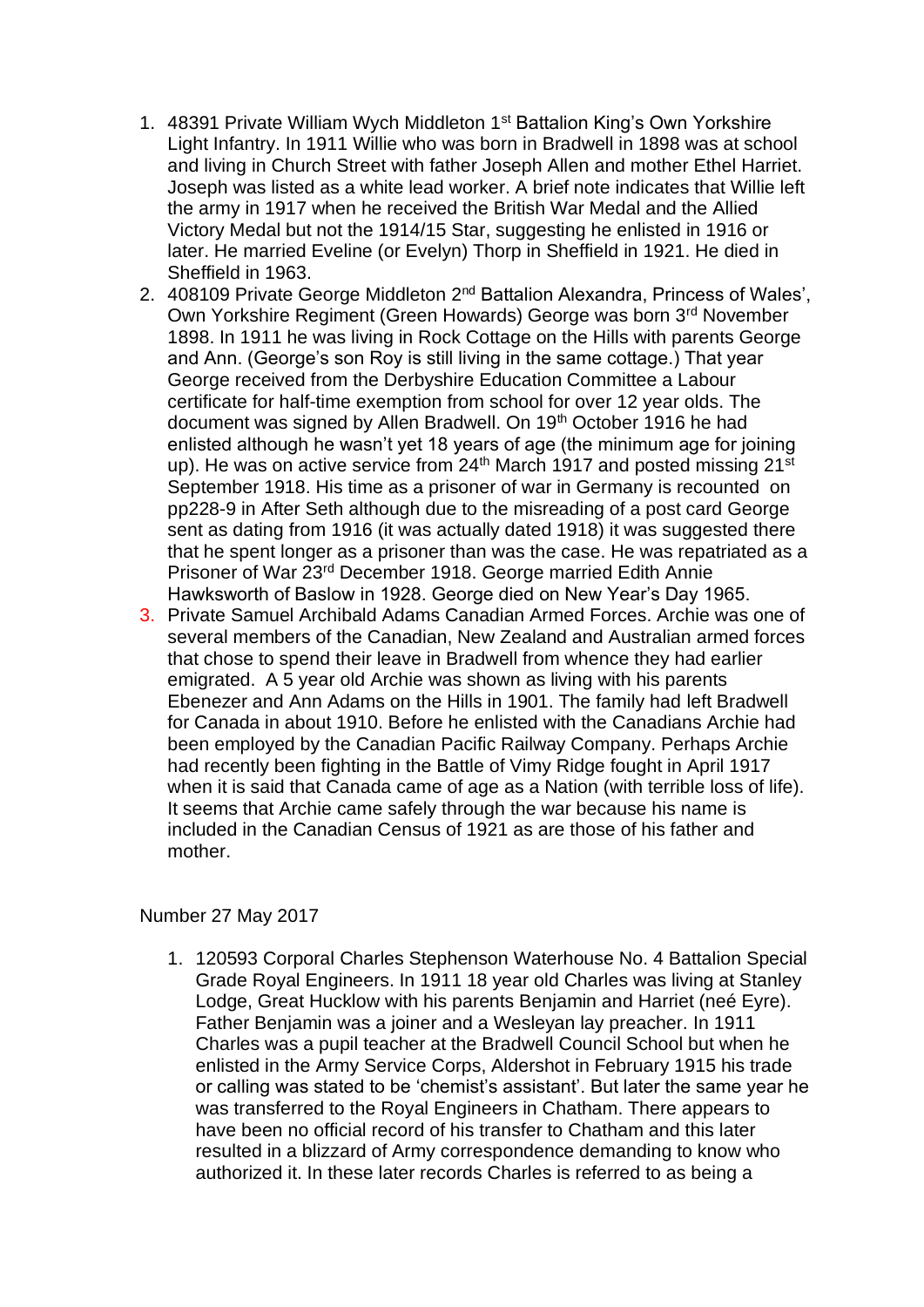1. 48391 Private William Wych Middleton 1st Battalion King's Own Yorkshire Light Infantry. In 1911 Willie who was born in Bradwell in 1898 was at school and living in Church Street with father Joseph Allen and mother Ethel Harriet. Joseph was listed as a white lead worker. A brief note indicates that Willie left the army in 1917 when he received the British War Medal and the Allied Victory Medal but not the 1914/15 Star, suggesting he enlisted in 1916 or later. He married Eveline (or Evelyn) Thorp in Sheffield in 1921. He died in Sheffield in 1963.
2. 408109 Private George Middleton 2nd Battalion Alexandra, Princess of Wales', Own Yorkshire Regiment (Green Howards) George was born 3rd November 1898. In 1911 he was living in Rock Cottage on the Hills with parents George and Ann. (George's son Roy is still living in the same cottage.) That year George received from the Derbyshire Education Committee a Labour certificate for half-time exemption from school for over 12 year olds. The document was signed by Allen Bradwell. On 19th October 1916 he had enlisted although he wasn't yet 18 years of age (the minimum age for joining up). He was on active service from 24th March 1917 and posted missing 21st September 1918. His time as a prisoner of war in Germany is recounted on pp228-9 in After Seth although due to the misreading of a post card George sent as dating from 1916 (it was actually dated 1918) it was suggested there that he spent longer as a prisoner than was the case. He was repatriated as a Prisoner of War 23rd December 1918. George married Edith Annie Hawksworth of Baslow in 1928. George died on New Year's Day 1965.
3. Private Samuel Archibald Adams Canadian Armed Forces. Archie was one of several members of the Canadian, New Zealand and Australian armed forces that chose to spend their leave in Bradwell from whence they had earlier emigrated. A 5 year old Archie was shown as living with his parents Ebenezer and Ann Adams on the Hills in 1901. The family had left Bradwell for Canada in about 1910. Before he enlisted with the Canadians Archie had been employed by the Canadian Pacific Railway Company. Perhaps Archie had recently been fighting in the Battle of Vimy Ridge fought in April 1917 when it is said that Canada came of age as a Nation (with terrible loss of life). It seems that Archie came safely through the war because his name is included in the Canadian Census of 1921 as are those of his father and mother.

Number 27 May 2017

1. 120593 Corporal Charles Stephenson Waterhouse No. 4 Battalion Special Grade Royal Engineers. In 1911 18 year old Charles was living at Stanley Lodge, Great Hucklow with his parents Benjamin and Harriet (neé Eyre). Father Benjamin was a joiner and a Wesleyan lay preacher. In 1911 Charles was a pupil teacher at the Bradwell Council School but when he enlisted in the Army Service Corps, Aldershot in February 1915 his trade or calling was stated to be 'chemist's assistant'. But later the same year he was transferred to the Royal Engineers in Chatham. There appears to have been no official record of his transfer to Chatham and this later resulted in a blizzard of Army correspondence demanding to know who authorized it. In these later records Charles is referred to as being a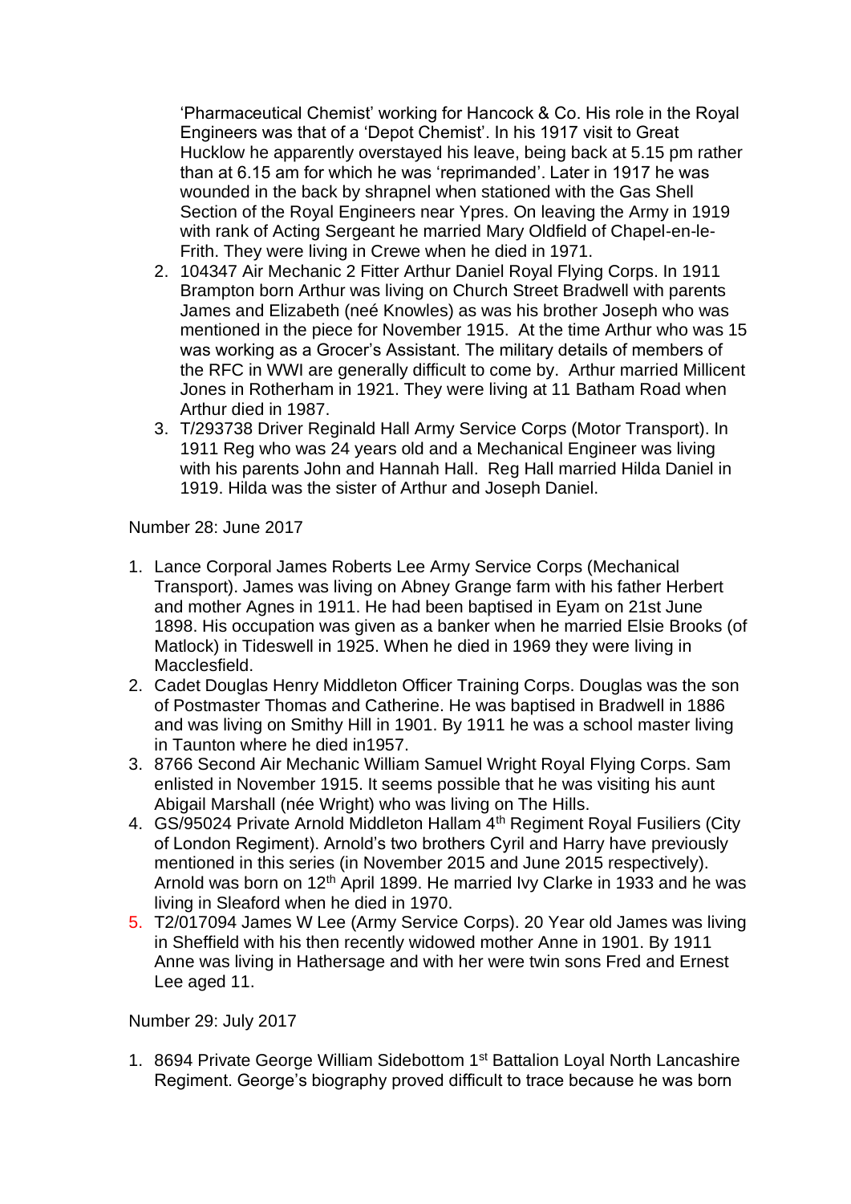'Pharmaceutical Chemist' working for Hancock & Co. His role in the Royal Engineers was that of a 'Depot Chemist'. In his 1917 visit to Great Hucklow he apparently overstayed his leave, being back at 5.15 pm rather than at 6.15 am for which he was 'reprimanded'. Later in 1917 he was wounded in the back by shrapnel when stationed with the Gas Shell Section of the Royal Engineers near Ypres. On leaving the Army in 1919 with rank of Acting Sergeant he married Mary Oldfield of Chapel-en-le-Frith. They were living in Crewe when he died in 1971.

2. 104347 Air Mechanic 2 Fitter Arthur Daniel Royal Flying Corps. In 1911 Brampton born Arthur was living on Church Street Bradwell with parents James and Elizabeth (neé Knowles) as was his brother Joseph who was mentioned in the piece for November 1915. At the time Arthur who was 15 was working as a Grocer's Assistant. The military details of members of the RFC in WWI are generally difficult to come by. Arthur married Millicent Jones in Rotherham in 1921. They were living at 11 Batham Road when Arthur died in 1987.
3. T/293738 Driver Reginald Hall Army Service Corps (Motor Transport). In 1911 Reg who was 24 years old and a Mechanical Engineer was living with his parents John and Hannah Hall. Reg Hall married Hilda Daniel in 1919. Hilda was the sister of Arthur and Joseph Daniel.

Number 28: June 2017

1. Lance Corporal James Roberts Lee Army Service Corps (Mechanical Transport). James was living on Abney Grange farm with his father Herbert and mother Agnes in 1911. He had been baptised in Eyam on 21st June 1898. His occupation was given as a banker when he married Elsie Brooks (of Matlock) in Tideswell in 1925. When he died in 1969 they were living in Macclesfield.
2. Cadet Douglas Henry Middleton Officer Training Corps. Douglas was the son of Postmaster Thomas and Catherine. He was baptised in Bradwell in 1886 and was living on Smithy Hill in 1901. By 1911 he was a school master living in Taunton where he died in1957.
3. 8766 Second Air Mechanic William Samuel Wright Royal Flying Corps. Sam enlisted in November 1915. It seems possible that he was visiting his aunt Abigail Marshall (née Wright) who was living on The Hills.
4. GS/95024 Private Arnold Middleton Hallam 4th Regiment Royal Fusiliers (City of London Regiment). Arnold's two brothers Cyril and Harry have previously mentioned in this series (in November 2015 and June 2015 respectively). Arnold was born on 12th April 1899. He married Ivy Clarke in 1933 and he was living in Sleaford when he died in 1970.
5. T2/017094 James W Lee (Army Service Corps). 20 Year old James was living in Sheffield with his then recently widowed mother Anne in 1901. By 1911 Anne was living in Hathersage and with her were twin sons Fred and Ernest Lee aged 11.

Number 29: July 2017

1. 8694 Private George William Sidebottom 1st Battalion Loyal North Lancashire Regiment. George's biography proved difficult to trace because he was born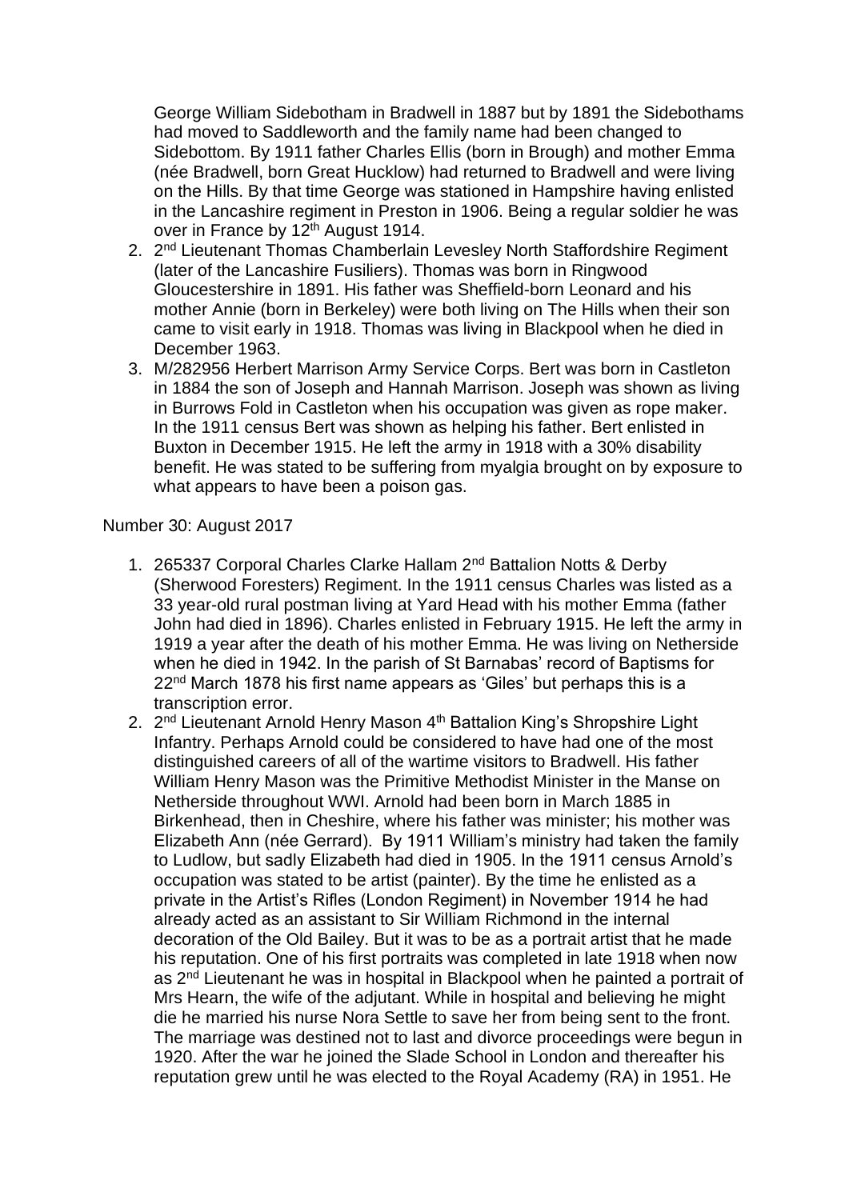George William Sidebotham in Bradwell in 1887 but by 1891 the Sidebothams had moved to Saddleworth and the family name had been changed to Sidebottom. By 1911 father Charles Ellis (born in Brough) and mother Emma (née Bradwell, born Great Hucklow) had returned to Bradwell and were living on the Hills. By that time George was stationed in Hampshire having enlisted in the Lancashire regiment in Preston in 1906. Being a regular soldier he was over in France by 12th August 1914.

2. 2nd Lieutenant Thomas Chamberlain Levesley North Staffordshire Regiment (later of the Lancashire Fusiliers). Thomas was born in Ringwood Gloucestershire in 1891. His father was Sheffield-born Leonard and his mother Annie (born in Berkeley) were both living on The Hills when their son came to visit early in 1918. Thomas was living in Blackpool when he died in December 1963.
3. M/282956 Herbert Marrison Army Service Corps. Bert was born in Castleton in 1884 the son of Joseph and Hannah Marrison. Joseph was shown as living in Burrows Fold in Castleton when his occupation was given as rope maker. In the 1911 census Bert was shown as helping his father. Bert enlisted in Buxton in December 1915. He left the army in 1918 with a 30% disability benefit. He was stated to be suffering from myalgia brought on by exposure to what appears to have been a poison gas.

Number 30: August 2017

1. 265337 Corporal Charles Clarke Hallam 2nd Battalion Notts & Derby (Sherwood Foresters) Regiment. In the 1911 census Charles was listed as a 33 year-old rural postman living at Yard Head with his mother Emma (father John had died in 1896). Charles enlisted in February 1915. He left the army in 1919 a year after the death of his mother Emma. He was living on Netherside when he died in 1942. In the parish of St Barnabas' record of Baptisms for 22nd March 1878 his first name appears as 'Giles' but perhaps this is a transcription error.
2. 2nd Lieutenant Arnold Henry Mason 4th Battalion King's Shropshire Light Infantry. Perhaps Arnold could be considered to have had one of the most distinguished careers of all of the wartime visitors to Bradwell. His father William Henry Mason was the Primitive Methodist Minister in the Manse on Netherside throughout WWI. Arnold had been born in March 1885 in Birkenhead, then in Cheshire, where his father was minister; his mother was Elizabeth Ann (née Gerrard). By 1911 William's ministry had taken the family to Ludlow, but sadly Elizabeth had died in 1905. In the 1911 census Arnold's occupation was stated to be artist (painter). By the time he enlisted as a private in the Artist's Rifles (London Regiment) in November 1914 he had already acted as an assistant to Sir William Richmond in the internal decoration of the Old Bailey. But it was to be as a portrait artist that he made his reputation. One of his first portraits was completed in late 1918 when now as 2nd Lieutenant he was in hospital in Blackpool when he painted a portrait of Mrs Hearn, the wife of the adjutant. While in hospital and believing he might die he married his nurse Nora Settle to save her from being sent to the front. The marriage was destined not to last and divorce proceedings were begun in 1920. After the war he joined the Slade School in London and thereafter his reputation grew until he was elected to the Royal Academy (RA) in 1951. He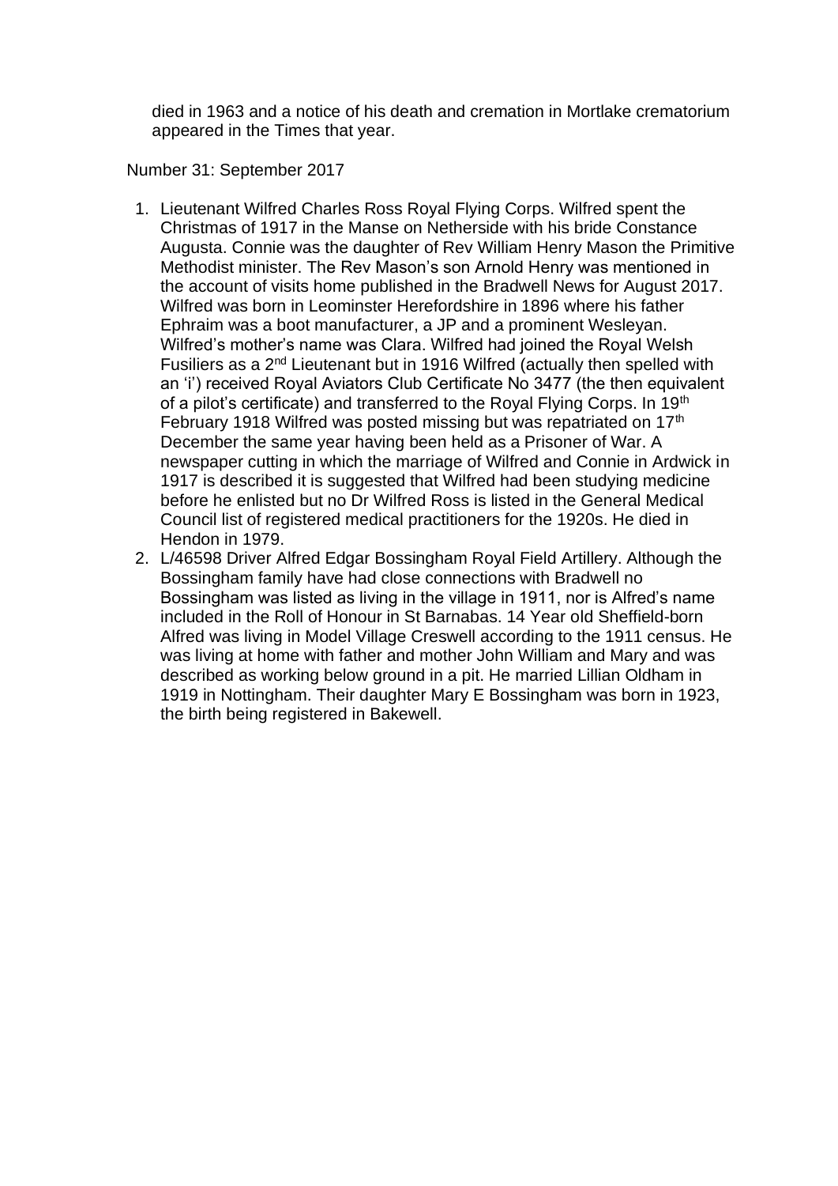died in 1963 and a notice of his death and cremation in Mortlake crematorium appeared in the Times that year.

Number 31: September 2017

1. Lieutenant Wilfred Charles Ross Royal Flying Corps. Wilfred spent the Christmas of 1917 in the Manse on Netherside with his bride Constance Augusta. Connie was the daughter of Rev William Henry Mason the Primitive Methodist minister. The Rev Mason's son Arnold Henry was mentioned in the account of visits home published in the Bradwell News for August 2017. Wilfred was born in Leominster Herefordshire in 1896 where his father Ephraim was a boot manufacturer, a JP and a prominent Wesleyan. Wilfred's mother's name was Clara. Wilfred had joined the Royal Welsh Fusiliers as a 2nd Lieutenant but in 1916 Wilfred (actually then spelled with an 'i') received Royal Aviators Club Certificate No 3477 (the then equivalent of a pilot's certificate) and transferred to the Royal Flying Corps. In 19th February 1918 Wilfred was posted missing but was repatriated on 17th December the same year having been held as a Prisoner of War. A newspaper cutting in which the marriage of Wilfred and Connie in Ardwick in 1917 is described it is suggested that Wilfred had been studying medicine before he enlisted but no Dr Wilfred Ross is listed in the General Medical Council list of registered medical practitioners for the 1920s. He died in Hendon in 1979.
2. L/46598 Driver Alfred Edgar Bossingham Royal Field Artillery. Although the Bossingham family have had close connections with Bradwell no Bossingham was listed as living in the village in 1911, nor is Alfred's name included in the Roll of Honour in St Barnabas. 14 Year old Sheffield-born Alfred was living in Model Village Creswell according to the 1911 census. He was living at home with father and mother John William and Mary and was described as working below ground in a pit. He married Lillian Oldham in 1919 in Nottingham. Their daughter Mary E Bossingham was born in 1923, the birth being registered in Bakewell.